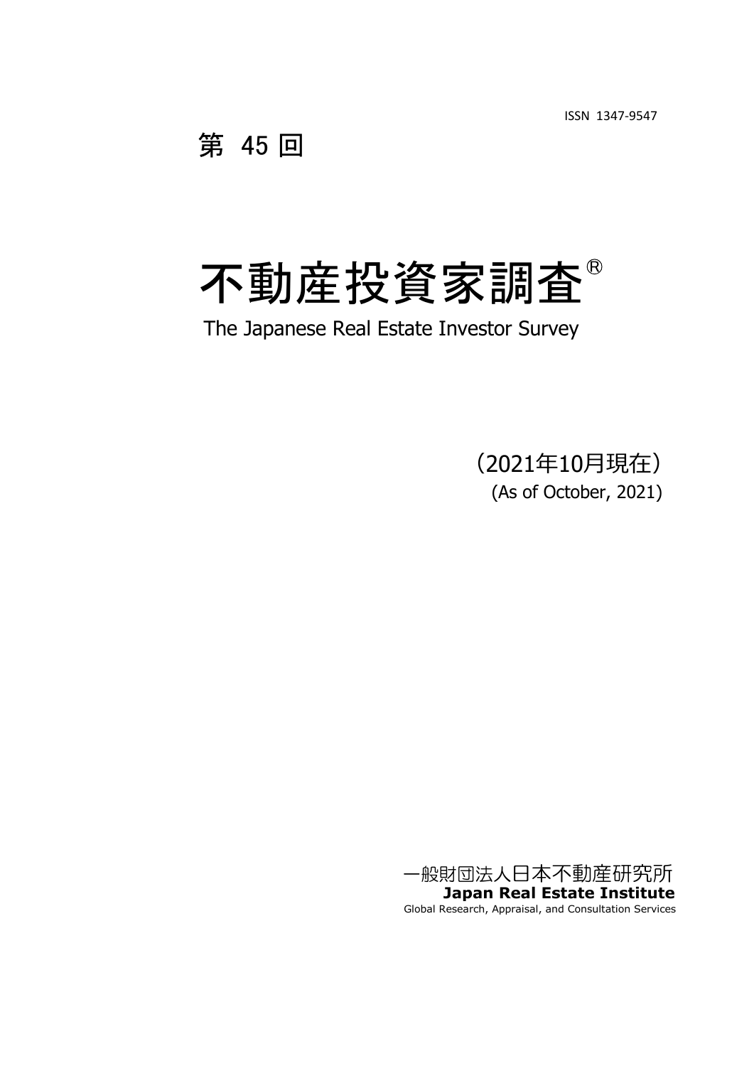ISSN 1347-9547

第 45 回

# 不動産投資家調査®

The Japanese Real Estate Investor Survey

（2021年10月現在）

(As of October, 2021)

一般財団法人日本不動産研究所

**Japan Real Estate Institute**

Global Research, Appraisal, and Consultation Services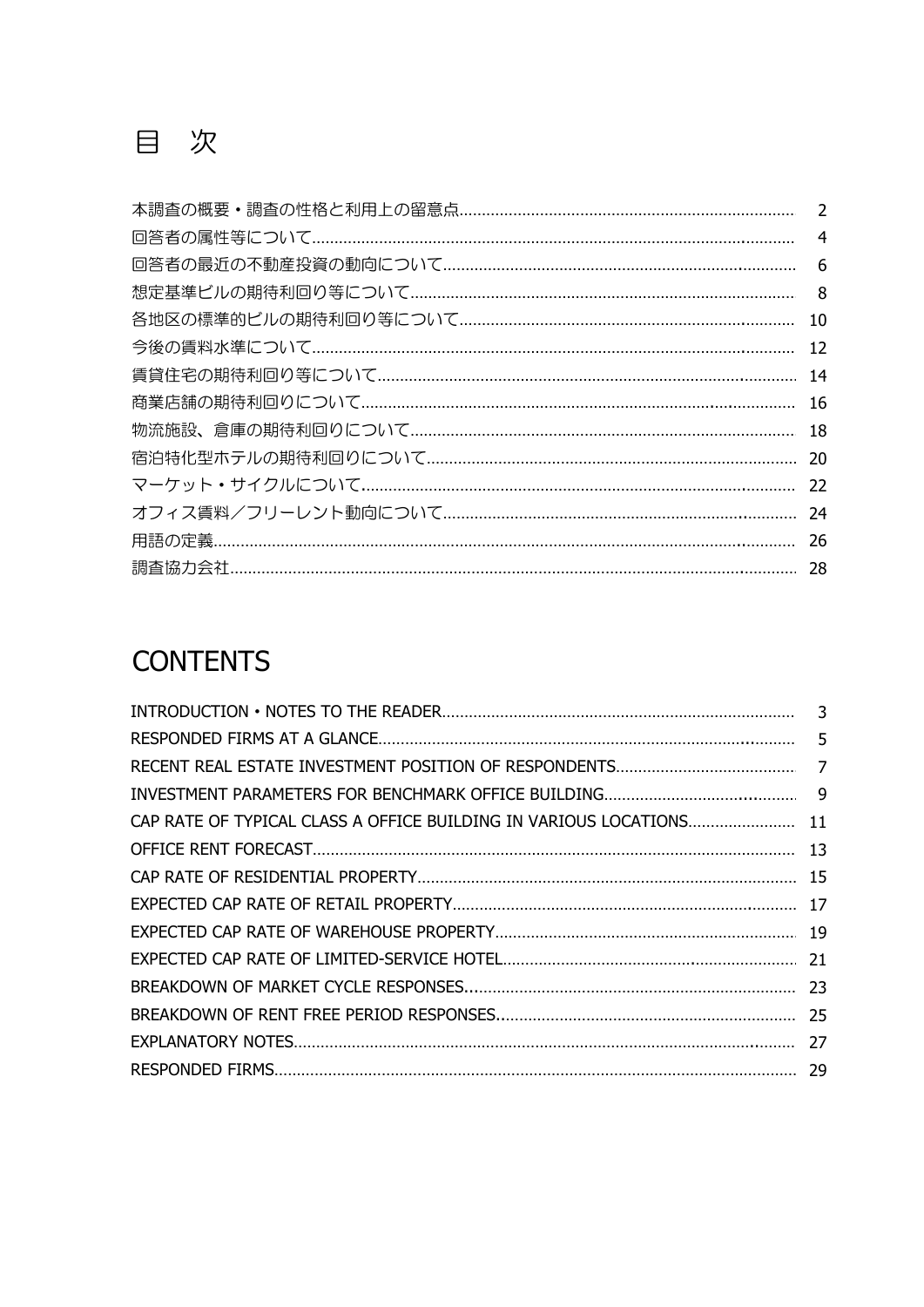# 目　次

| | |
|---|---|
| 本調査の概要・調査の性格と利用上の留意点 | 2 |
| 回答者の属性等について | 4 |
| 回答者の最近の不動産投資の動向について | 6 |
| 想定基準ビルの期待利回り等について | 8 |
| 各地区の標準的ビルの期待利回り等について | 10 |
| 今後の賃料水準について | 12 |
| 賃貸住宅の期待利回り等について | 14 |
| 商業店舗の期待利回りについて | 16 |
| 物流施設、倉庫の期待利回りについて | 18 |
| 宿泊特化型ホテルの期待利回りについて | 20 |
| マーケット・サイクルについて | 22 |
| オフィス賃料／フリーレント動向について | 24 |
| 用語の定義 | 26 |
| 調査協力会社 | 28 |

# CONTENTS

| | |
|---|---|
| INTRODUCTION・NOTES TO THE READER | 3 |
| RESPONDED FIRMS AT A GLANCE | 5 |
| RECENT REAL ESTATE INVESTMENT POSITION OF RESPONDENTS | 7 |
| INVESTMENT PARAMETERS FOR BENCHMARK OFFICE BUILDING | 9 |
| CAP RATE OF TYPICAL CLASS A OFFICE BUILDING IN VARIOUS LOCATIONS | 11 |
| OFFICE RENT FORECAST | 13 |
| CAP RATE OF RESIDENTIAL PROPERTY | 15 |
| EXPECTED CAP RATE OF RETAIL PROPERTY | 17 |
| EXPECTED CAP RATE OF WAREHOUSE PROPERTY | 19 |
| EXPECTED CAP RATE OF LIMITED-SERVICE HOTEL | 21 |
| BREAKDOWN OF MARKET CYCLE RESPONSES | 23 |
| BREAKDOWN OF RENT FREE PERIOD RESPONSES | 25 |
| EXPLANATORY NOTES | 27 |
| RESPONDED FIRMS | 29 |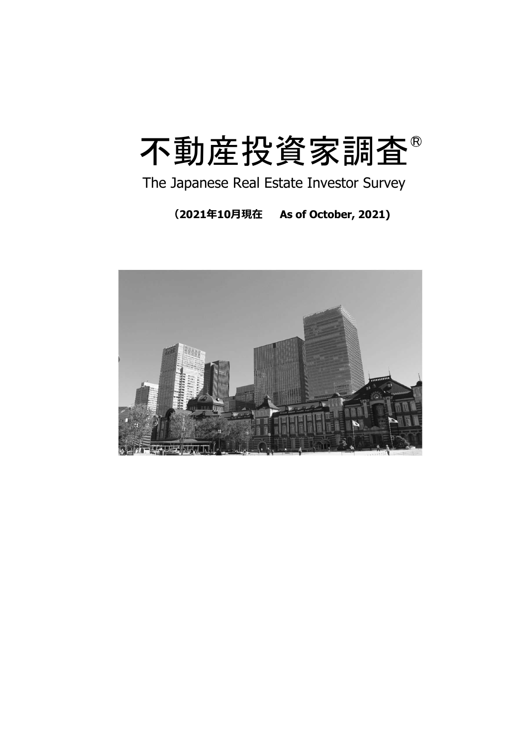# 不動産投資家調査®

The Japanese Real Estate Investor Survey

**（2021年10月現在　As of October, 2021）**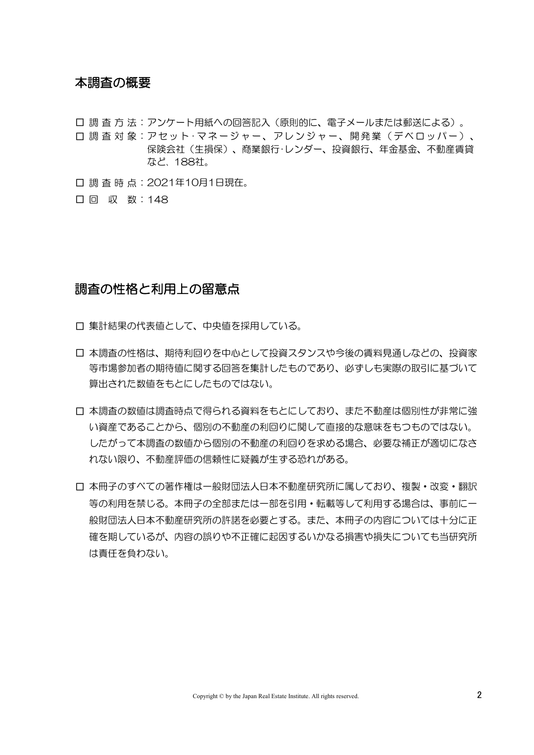## 本調査の概要

- □ 調 査 方 法：アンケート用紙への回答記入（原則的に、電子メールまたは郵送による）。
- □ 調 査 対 象：アセット･マネージャー、アレンジャー、開発業（デベロッパー）、保険会社（生損保）、商業銀行･レンダー、投資銀行、年金基金、不動産賃貸など、188社。
- □ 調 査 時 点：2021年10月1日現在。
- □ 回　収　数：148

## 調査の性格と利用上の留意点

- □ 集計結果の代表値として、中央値を採用している。
- □ 本調査の性格は、期待利回りを中心として投資スタンスや今後の賃料見通しなどの、投資家等市場参加者の期待値に関する回答を集計したものであり、必ずしも実際の取引に基づいて算出された数値をもとにしたものではない。
- □ 本調査の数値は調査時点で得られる資料をもとにしており、また不動産は個別性が非常に強い資産であることから、個別の不動産の利回りに関して直接的な意味をもつものではない。したがって本調査の数値から個別の不動産の利回りを求める場合、必要な補正が適切になされない限り、不動産評価の信頼性に疑義が生ずる恐れがある。
- □ 本冊子のすべての著作権は一般財団法人日本不動産研究所に属しており、複製・改変・翻訳等の利用を禁じる。本冊子の全部または一部を引用・転載等して利用する場合は、事前に一般財団法人日本不動産研究所の許諾を必要とする。また、本冊子の内容については十分に正確を期しているが、内容の誤りや不正確に起因するいかなる損害や損失についても当研究所は責任を負わない。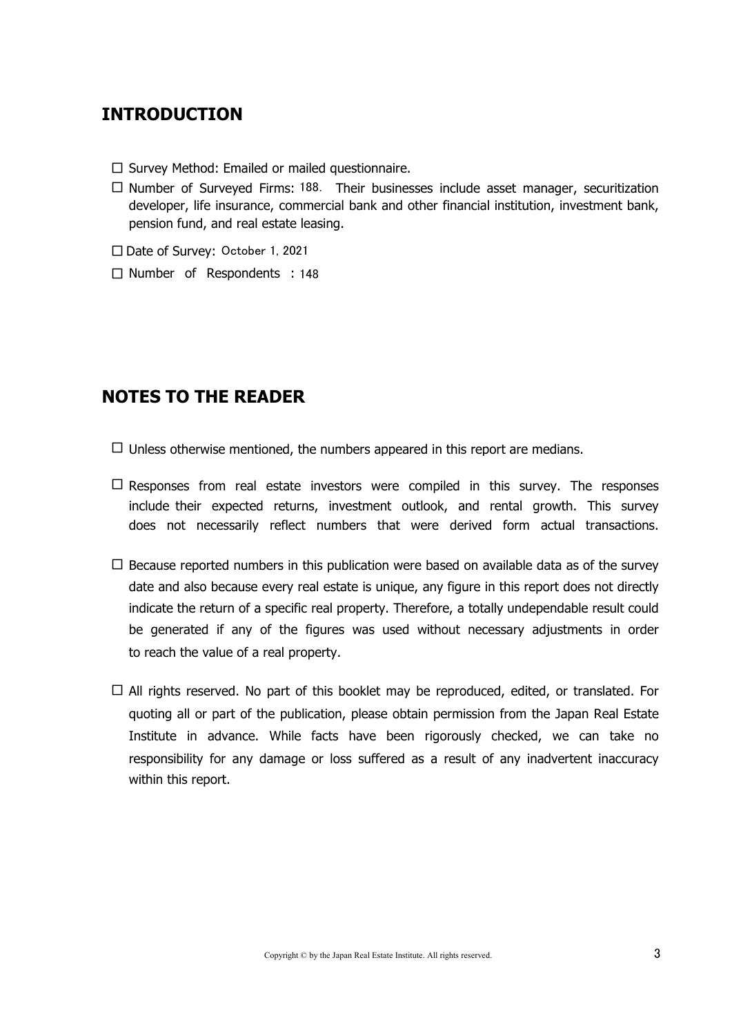## INTRODUCTION

- □ Survey Method: Emailed or mailed questionnaire.
- □ Number of Surveyed Firms: 188. Their businesses include asset manager, securitization developer, life insurance, commercial bank and other financial institution, investment bank, pension fund, and real estate leasing.
- □ Date of Survey: October 1, 2021
- □ Number of Respondents : 148

## NOTES TO THE READER

- □ Unless otherwise mentioned, the numbers appeared in this report are medians.
- □ Responses from real estate investors were compiled in this survey. The responses include their expected returns, investment outlook, and rental growth. This survey does not necessarily reflect numbers that were derived form actual transactions.
- □ Because reported numbers in this publication were based on available data as of the survey date and also because every real estate is unique, any figure in this report does not directly indicate the return of a specific real property. Therefore, a totally undependable result could be generated if any of the figures was used without necessary adjustments in order to reach the value of a real property.
- □ All rights reserved. No part of this booklet may be reproduced, edited, or translated. For quoting all or part of the publication, please obtain permission from the Japan Real Estate Institute in advance. While facts have been rigorously checked, we can take no responsibility for any damage or loss suffered as a result of any inadvertent inaccuracy within this report.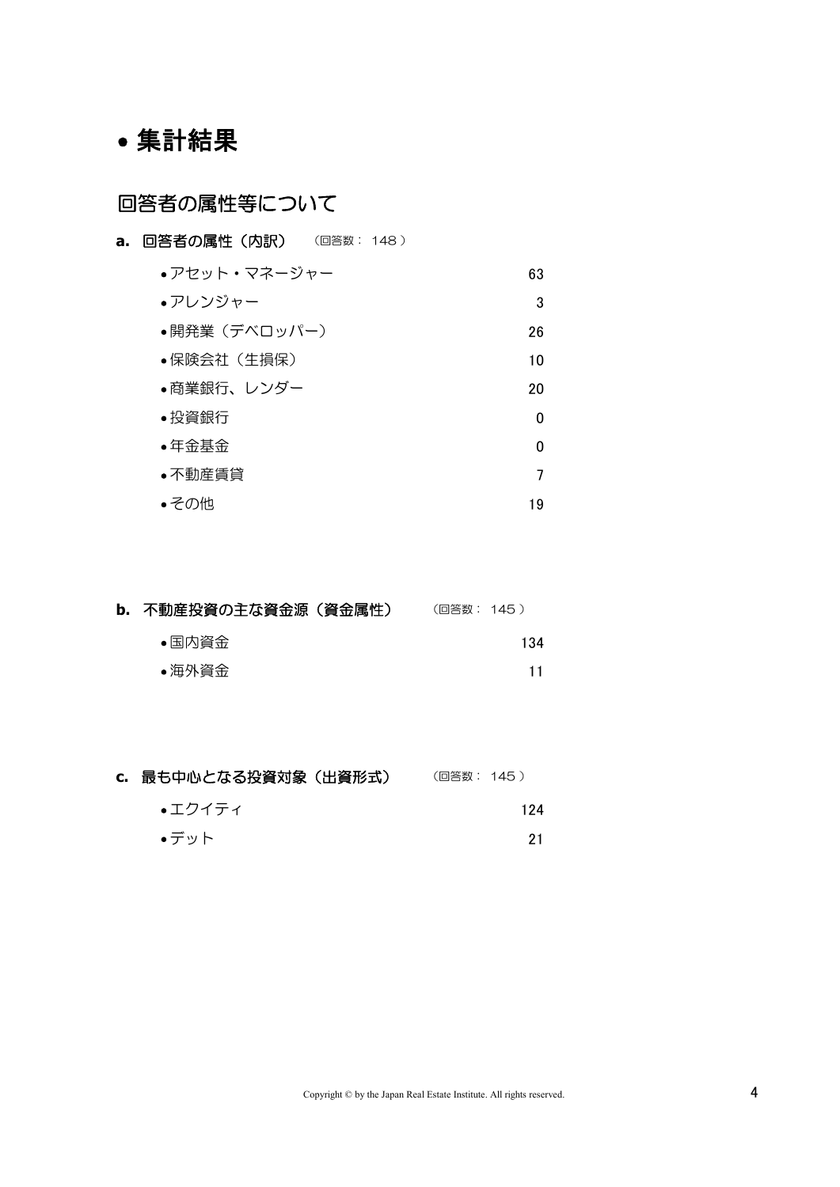# ● 集計結果

## 回答者の属性等について

### a. 回答者の属性（内訳）　（回答数： 148 ）

| | |
|---|---|
| ●アセット・マネージャー | 63 |
| ●アレンジャー | 3 |
| ●開発業（デベロッパー） | 26 |
| ●保険会社（生損保） | 10 |
| ●商業銀行、レンダー | 20 |
| ●投資銀行 | 0 |
| ●年金基金 | 0 |
| ●不動産賃貸 | 7 |
| ●その他 | 19 |

### b. 不動産投資の主な資金源（資金属性）　（回答数： 145 ）

| | |
|---|---|
| ●国内資金 | 134 |
| ●海外資金 | 11 |

### c. 最も中心となる投資対象（出資形式）　（回答数： 145 ）

| | |
|---|---|
| ●エクイティ | 124 |
| ●デット | 21 |

Copyright © by the Japan Real Estate Institute. All rights reserved.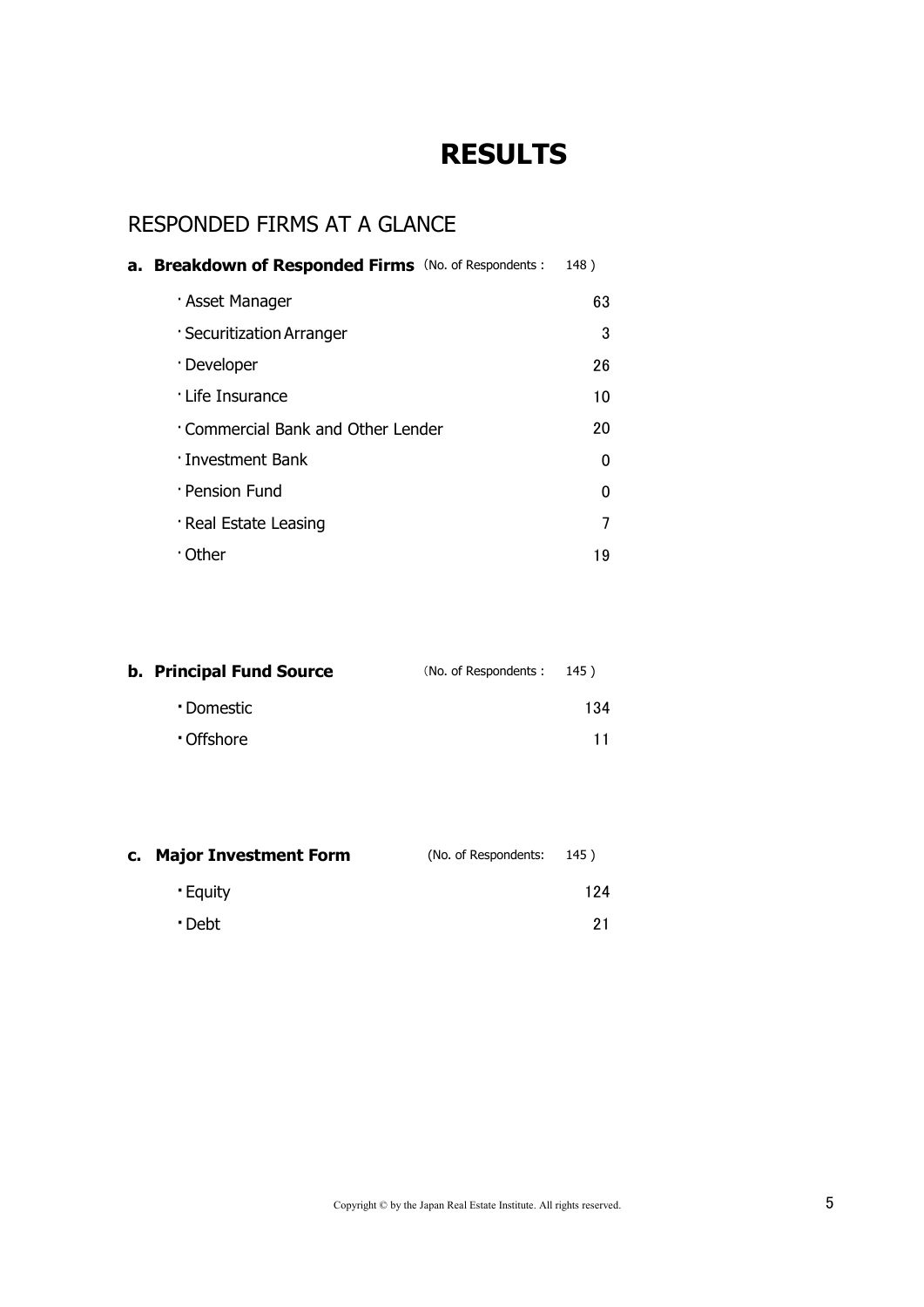# RESULTS

## RESPONDED FIRMS AT A GLANCE

**a. Breakdown of Responded Firms** (No. of Respondents : 148 )

| | |
|---|---|
| ・Asset Manager | 63 |
| ・Securitization Arranger | 3 |
| ・Developer | 26 |
| ・Life Insurance | 10 |
| ・Commercial Bank and Other Lender | 20 |
| ・Investment Bank | 0 |
| ・Pension Fund | 0 |
| ・Real Estate Leasing | 7 |
| ・Other | 19 |

**b. Principal Fund Source** (No. of Respondents : 145 )

| | |
|---|---|
| ・Domestic | 134 |
| ・Offshore | 11 |

**c. Major Investment Form** (No. of Respondents: 145 )

| | |
|---|---|
| ・Equity | 124 |
| ・Debt | 21 |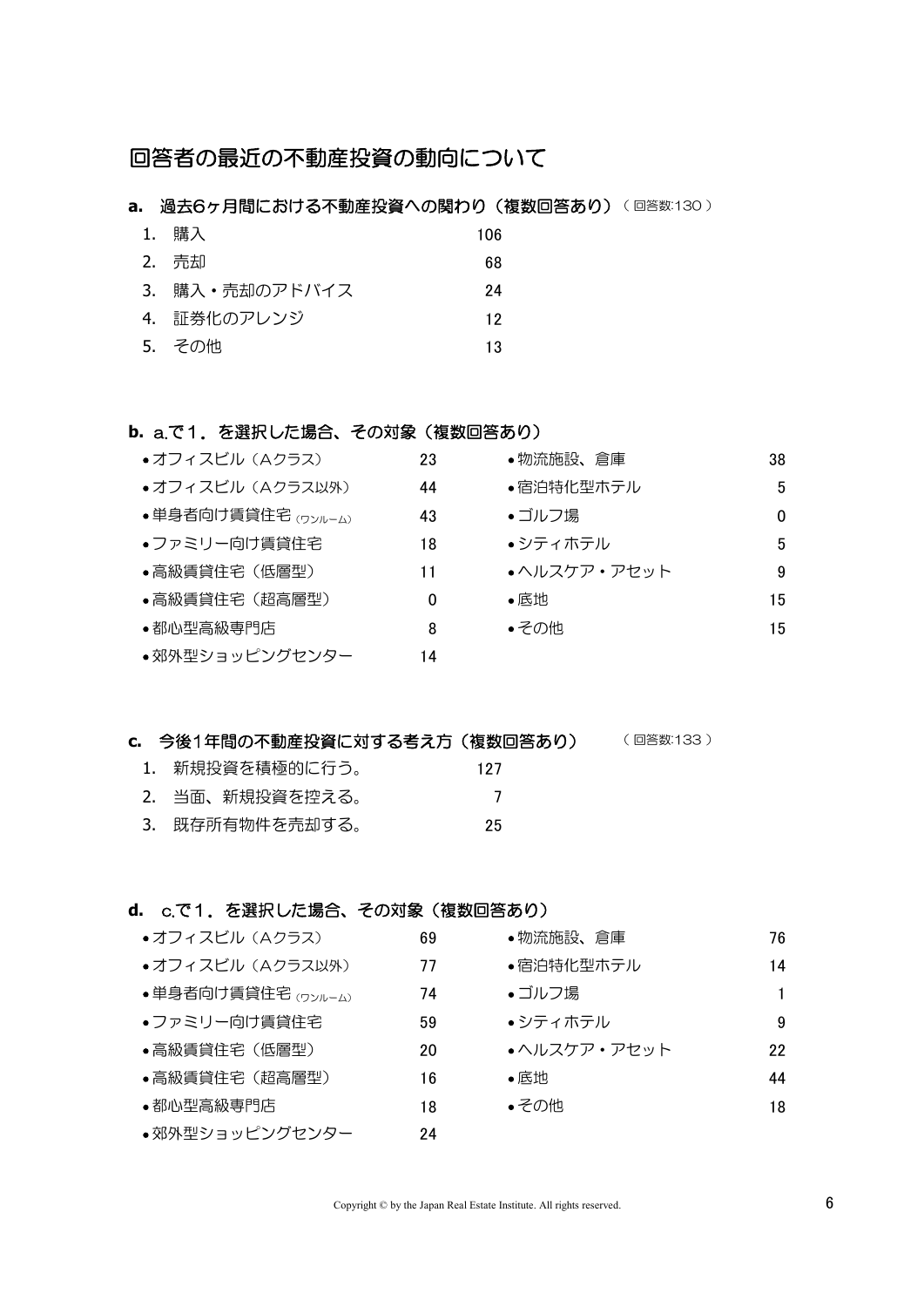# 回答者の最近の不動産投資の動向について

**a. 過去6ヶ月間における不動産投資への関わり（複数回答あり）**（回答数:130）

| 項目 | 回答数 |
|---|---|
| 1. 購入 | 106 |
| 2. 売却 | 68 |
| 3. 購入・売却のアドバイス | 24 |
| 4. 証券化のアレンジ | 12 |
| 5. その他 | 13 |

**b. a.で1．を選択した場合、その対象（複数回答あり）**

| 対象 | 回答数 | 対象 | 回答数 |
|---|---|---|---|
| オフィスビル（Aクラス） | 23 | 物流施設、倉庫 | 38 |
| オフィスビル（Aクラス以外） | 44 | 宿泊特化型ホテル | 5 |
| 単身者向け賃貸住宅（ワンルーム） | 43 | ゴルフ場 | 0 |
| ファミリー向け賃貸住宅 | 18 | シティホテル | 5 |
| 高級賃貸住宅（低層型） | 11 | ヘルスケア・アセット | 9 |
| 高級賃貸住宅（超高層型） | 0 | 底地 | 15 |
| 都心型高級専門店 | 8 | その他 | 15 |
| 郊外型ショッピングセンター | 14 | | |

**c. 今後1年間の不動産投資に対する考え方（複数回答あり）**（回答数:133）

| 項目 | 回答数 |
|---|---|
| 1. 新規投資を積極的に行う。 | 127 |
| 2. 当面、新規投資を控える。 | 7 |
| 3. 既存所有物件を売却する。 | 25 |

**d. c.で1．を選択した場合、その対象（複数回答あり）**

| 対象 | 回答数 | 対象 | 回答数 |
|---|---|---|---|
| オフィスビル（Aクラス） | 69 | 物流施設、倉庫 | 76 |
| オフィスビル（Aクラス以外） | 77 | 宿泊特化型ホテル | 14 |
| 単身者向け賃貸住宅（ワンルーム） | 74 | ゴルフ場 | 1 |
| ファミリー向け賃貸住宅 | 59 | シティホテル | 9 |
| 高級賃貸住宅（低層型） | 20 | ヘルスケア・アセット | 22 |
| 高級賃貸住宅（超高層型） | 16 | 底地 | 44 |
| 都心型高級専門店 | 18 | その他 | 18 |
| 郊外型ショッピングセンター | 24 | | |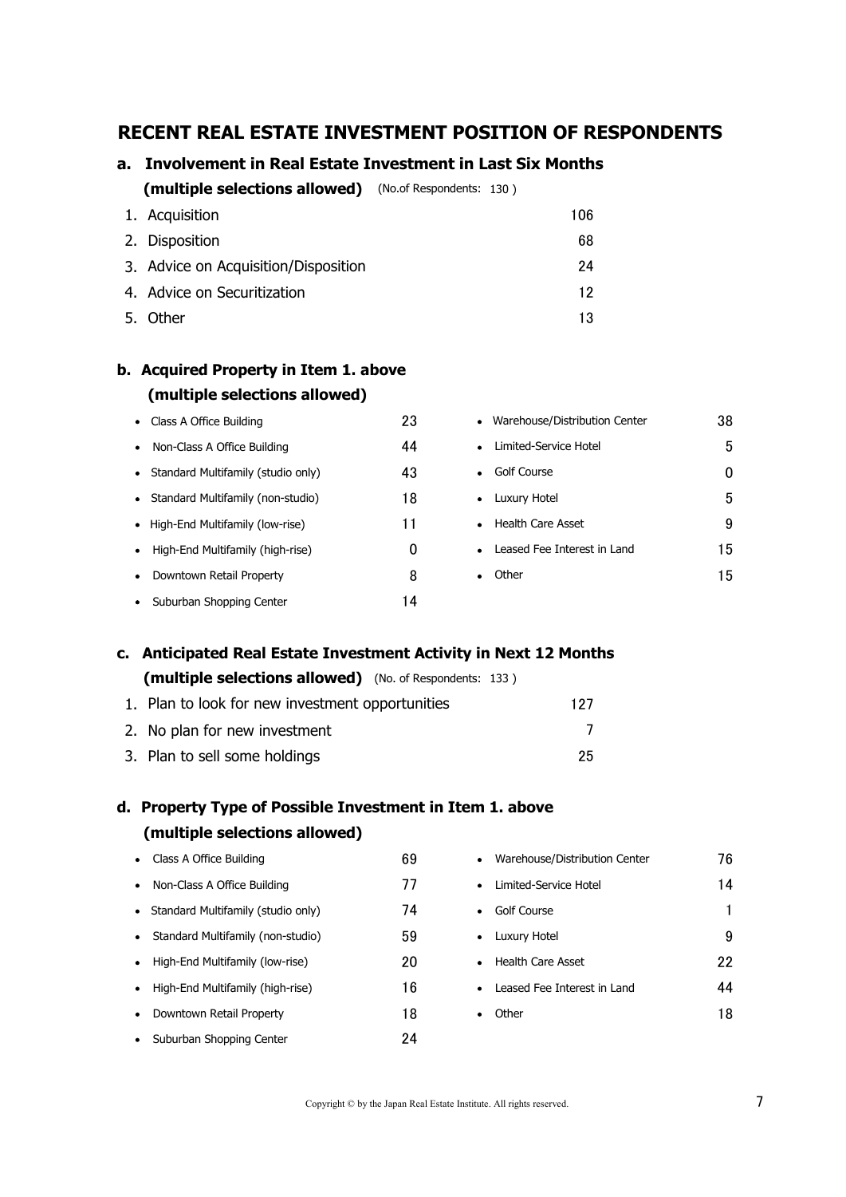## RECENT REAL ESTATE INVESTMENT POSITION OF RESPONDENTS

### a. Involvement in Real Estate Investment in Last Six Months (multiple selections allowed) (No.of Respondents: 130 )

| | |
|---|---|
| 1. Acquisition | 106 |
| 2. Disposition | 68 |
| 3. Advice on Acquisition/Disposition | 24 |
| 4. Advice on Securitization | 12 |
| 5. Other | 13 |

### b. Acquired Property in Item 1. above (multiple selections allowed)

| | | | |
|---|---|---|---|
| Class A Office Building | 23 | Warehouse/Distribution Center | 38 |
| Non-Class A Office Building | 44 | Limited-Service Hotel | 5 |
| Standard Multifamily (studio only) | 43 | Golf Course | 0 |
| Standard Multifamily (non-studio) | 18 | Luxury Hotel | 5 |
| High-End Multifamily (low-rise) | 11 | Health Care Asset | 9 |
| High-End Multifamily (high-rise) | 0 | Leased Fee Interest in Land | 15 |
| Downtown Retail Property | 8 | Other | 15 |
| Suburban Shopping Center | 14 | | |

### c. Anticipated Real Estate Investment Activity in Next 12 Months (multiple selections allowed) (No. of Respondents: 133 )

| | |
|---|---|
| 1. Plan to look for new investment opportunities | 127 |
| 2. No plan for new investment | 7 |
| 3. Plan to sell some holdings | 25 |

### d. Property Type of Possible Investment in Item 1. above (multiple selections allowed)

| | | | |
|---|---|---|---|
| Class A Office Building | 69 | Warehouse/Distribution Center | 76 |
| Non-Class A Office Building | 77 | Limited-Service Hotel | 14 |
| Standard Multifamily (studio only) | 74 | Golf Course | 1 |
| Standard Multifamily (non-studio) | 59 | Luxury Hotel | 9 |
| High-End Multifamily (low-rise) | 20 | Health Care Asset | 22 |
| High-End Multifamily (high-rise) | 16 | Leased Fee Interest in Land | 44 |
| Downtown Retail Property | 18 | Other | 18 |
| Suburban Shopping Center | 24 | | |

Copyright © by the Japan Real Estate Institute. All rights reserved.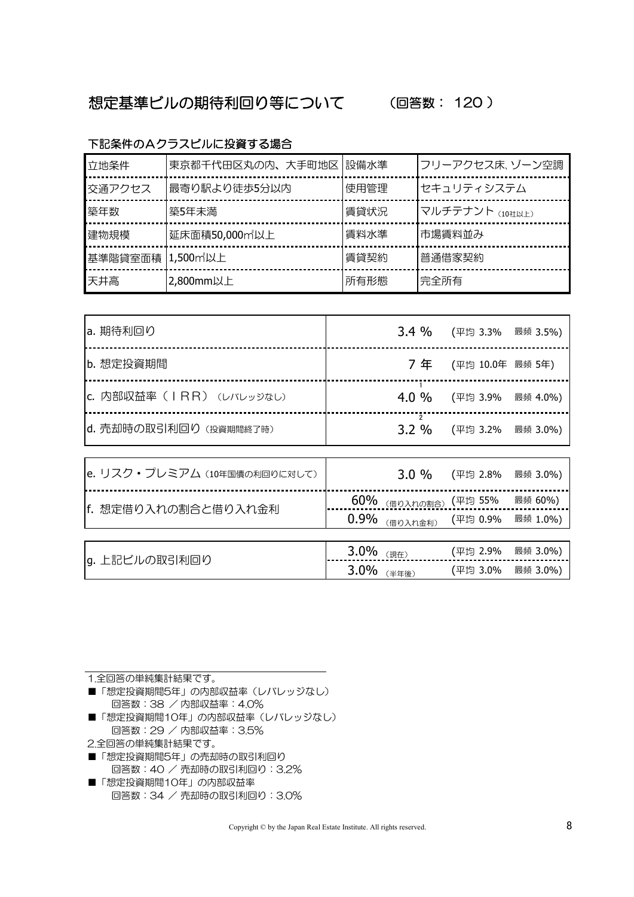## 想定基準ビルの期待利回り等について　（回答数： 120 ）

### 下記条件のＡクラスビルに投資する場合

| 立地条件 | 東京都千代田区丸の内、大手町地区 | 設備水準 | フリーアクセス床、ゾーン空調 |
|---|---|---|---|
| 交通アクセス | 最寄り駅より徒歩5分以内 | 使用管理 | セキュリティシステム |
| 築年数 | 築5年未満 | 賃貸状況 | マルチテナント（10社以上） |
| 建物規模 | 延床面積50,000㎡以上 | 賃料水準 | 市場賃料並み |
| 基準階貸室面積 | 1,500㎡以上 | 賃貸契約 | 普通借家契約 |
| 天井高 | 2,800mm以上 | 所有形態 | 完全所有 |

| 項目 | 回答 | 平均・最頻 |
|---|---|---|
| a. 期待利回り | 3.4 % | (平均 3.3%　最頻 3.5%) |
| b. 想定投資期間 | 7 年 | (平均 10.0年　最頻 5年) |
| c. 内部収益率（ＩＲＲ）（レバレッジなし） | 4.0 %[1] | (平均 3.9%　最頻 4.0%) |
| d. 売却時の取引利回り（投資期間終了時） | 3.2 %[2] | (平均 3.2%　最頻 3.0%) |

| 項目 | 回答 | 平均・最頻 |
|---|---|---|
| e. リスク・プレミアム（10年国債の利回りに対して） | 3.0 % | (平均 2.8%　最頻 3.0%) |
| f. 想定借り入れの割合と借り入れ金利 | 60%（借り入れの割合） | (平均 55%　最頻 60%) |
| | 0.9%（借り入れ金利） | (平均 0.9%　最頻 1.0%) |

| 項目 | 回答 | 平均・最頻 |
|---|---|---|
| g. 上記ビルの取引利回り | 3.0%（現在） | (平均 2.9%　最頻 3.0%) |
| | 3.0%（半年後） | (平均 3.0%　最頻 3.0%) |

---

1.全回答の単純集計結果です。

■「想定投資期間5年」の内部収益率（レバレッジなし）
　回答数：38 ／ 内部収益率：4.0%

■「想定投資期間10年」の内部収益率（レバレッジなし）
　回答数：29 ／ 内部収益率：3.5%

2.全回答の単純集計結果です。

■「想定投資期間5年」の売却時の取引利回り
　回答数：40 ／ 売却時の取引利回り：3.2%

■「想定投資期間10年」の内部収益率
　回答数：34 ／ 売却時の取引利回り：3.0%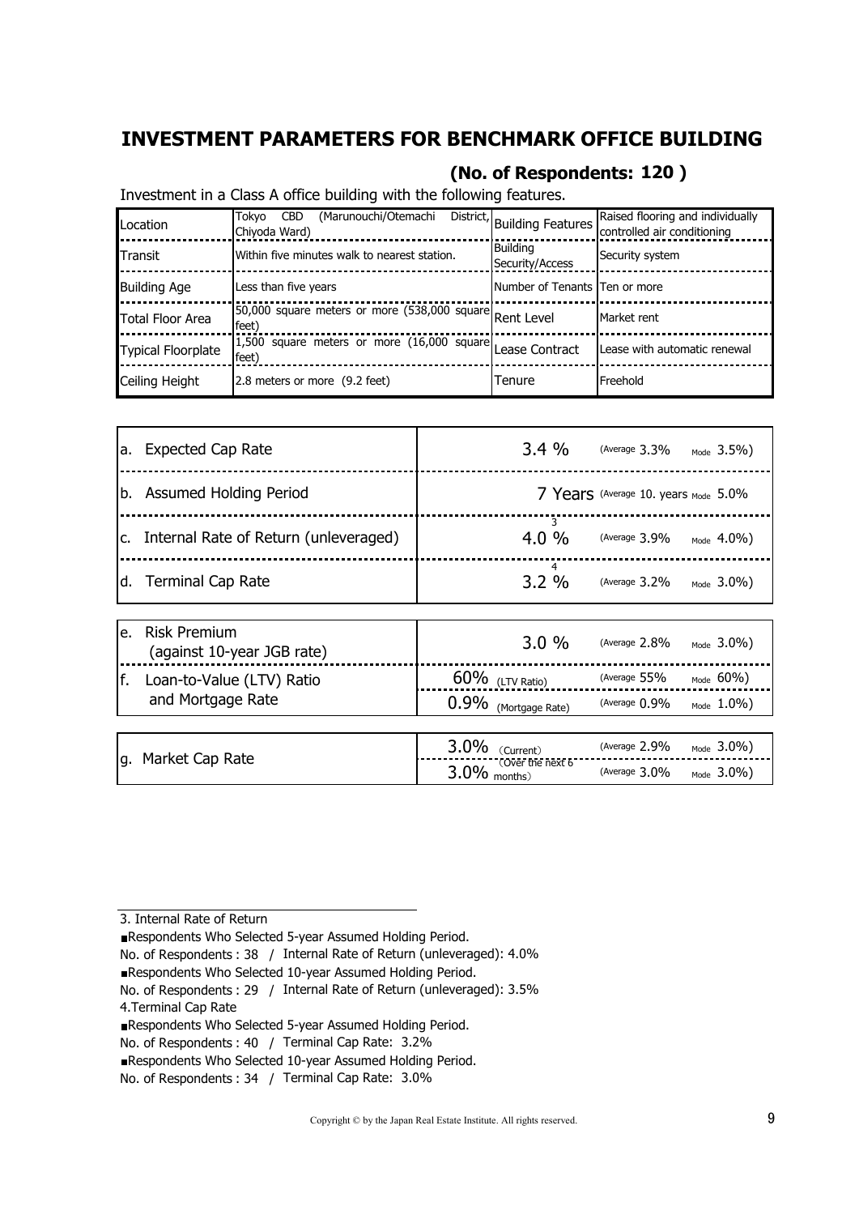# INVESTMENT PARAMETERS FOR BENCHMARK OFFICE BUILDING

## (No. of Respondents: 120 )

Investment in a Class A office building with the following features.

| | | | |
|---|---|---|---|
| Location | Tokyo CBD (Marunouchi/Otemachi District, Chiyoda Ward) | Building Features | Raised flooring and individually controlled air conditioning |
| Transit | Within five minutes walk to nearest station. | Building Security/Access | Security system |
| Building Age | Less than five years | Number of Tenants | Ten or more |
| Total Floor Area | 50,000 square meters or more (538,000 square feet) | Rent Level | Market rent |
| Typical Floorplate | 1,500 square meters or more (16,000 square feet) | Lease Contract | Lease with automatic renewal |
| Ceiling Height | 2.8 meters or more (9.2 feet) | Tenure | Freehold |

| | | |
|---|---|---|
| a. Expected Cap Rate | 3.4 % | (Average 3.3% Mode 3.5%) |
| b. Assumed Holding Period | 7 Years | (Average 10. years Mode 5.0% |
| c. Internal Rate of Return (unleveraged) | 4.0 % [3] | (Average 3.9% Mode 4.0%) |
| d. Terminal Cap Rate | 3.2 % [4] | (Average 3.2% Mode 3.0%) |

| | | |
|---|---|---|
| e. Risk Premium (against 10-year JGB rate) | 3.0 % | (Average 2.8% Mode 3.0%) |
| f. Loan-to-Value (LTV) Ratio and Mortgage Rate | 60% (LTV Ratio) | (Average 55% Mode 60%) |
| | 0.9% (Mortgage Rate) | (Average 0.9% Mode 1.0%) |

| | | |
|---|---|---|
| g. Market Cap Rate | 3.0% (Current) | (Average 2.9% Mode 3.0%) |
| | 3.0% (Over the next 6 months) | (Average 3.0% Mode 3.0%) |

3. Internal Rate of Return

■Respondents Who Selected 5-year Assumed Holding Period.

No. of Respondents : 38 / Internal Rate of Return (unleveraged): 4.0%

■Respondents Who Selected 10-year Assumed Holding Period.

No. of Respondents : 29 / Internal Rate of Return (unleveraged): 3.5%

4.Terminal Cap Rate

■Respondents Who Selected 5-year Assumed Holding Period.

No. of Respondents : 40 / Terminal Cap Rate: 3.2%

■Respondents Who Selected 10-year Assumed Holding Period.

No. of Respondents : 34 / Terminal Cap Rate: 3.0%

Copyright © by the Japan Real Estate Institute. All rights reserved.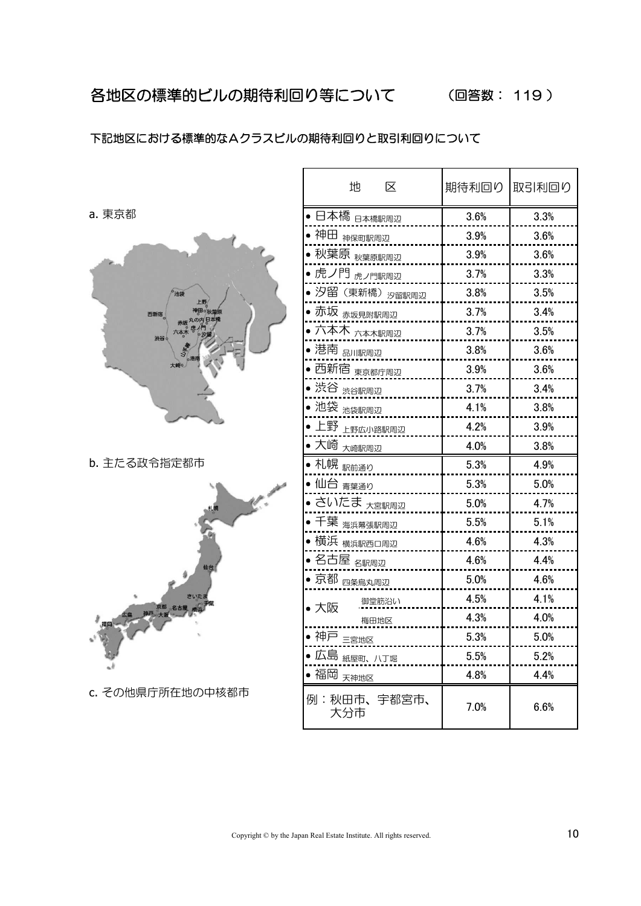## 各地区の標準的ビルの期待利回り等について　（回答数： 119 ）

下記地区における標準的なＡクラスビルの期待利回りと取引利回りについて

a. 東京都

b. 主たる政令指定都市

c. その他県庁所在地の中核都市

| 地区 | | 期待利回り | 取引利回り |
|---|---|---|---|
| 日本橋 | 日本橋駅周辺 | 3.6% | 3.3% |
| 神田 | 神保町駅周辺 | 3.9% | 3.6% |
| 秋葉原 | 秋葉原駅周辺 | 3.9% | 3.6% |
| 虎ノ門 | 虎ノ門駅周辺 | 3.7% | 3.3% |
| 汐留（東新橋） | 汐留駅周辺 | 3.8% | 3.5% |
| 赤坂 | 赤坂見附駅周辺 | 3.7% | 3.4% |
| 六本木 | 六本木駅周辺 | 3.7% | 3.5% |
| 港南 | 品川駅周辺 | 3.8% | 3.6% |
| 西新宿 | 東京都庁周辺 | 3.9% | 3.6% |
| 渋谷 | 渋谷駅周辺 | 3.7% | 3.4% |
| 池袋 | 池袋駅周辺 | 4.1% | 3.8% |
| 上野 | 上野広小路駅周辺 | 4.2% | 3.9% |
| 大崎 | 大崎駅周辺 | 4.0% | 3.8% |
| 札幌 | 駅前通り | 5.3% | 4.9% |
| 仙台 | 青葉通り | 5.3% | 5.0% |
| さいたま | 大宮駅周辺 | 5.0% | 4.7% |
| 千葉 | 海浜幕張駅周辺 | 5.5% | 5.1% |
| 横浜 | 横浜駅西口周辺 | 4.6% | 4.3% |
| 名古屋 | 名駅周辺 | 4.6% | 4.4% |
| 京都 | 四条烏丸周辺 | 5.0% | 4.6% |
| 大阪 | 御堂筋沿い | 4.5% | 4.1% |
| | 梅田地区 | 4.3% | 4.0% |
| 神戸 | 三宮地区 | 5.3% | 5.0% |
| 広島 | 紙屋町、八丁堀 | 5.5% | 5.2% |
| 福岡 | 天神地区 | 4.8% | 4.4% |
| 例：秋田市、宇都宮市、大分市 | | 7.0% | 6.6% |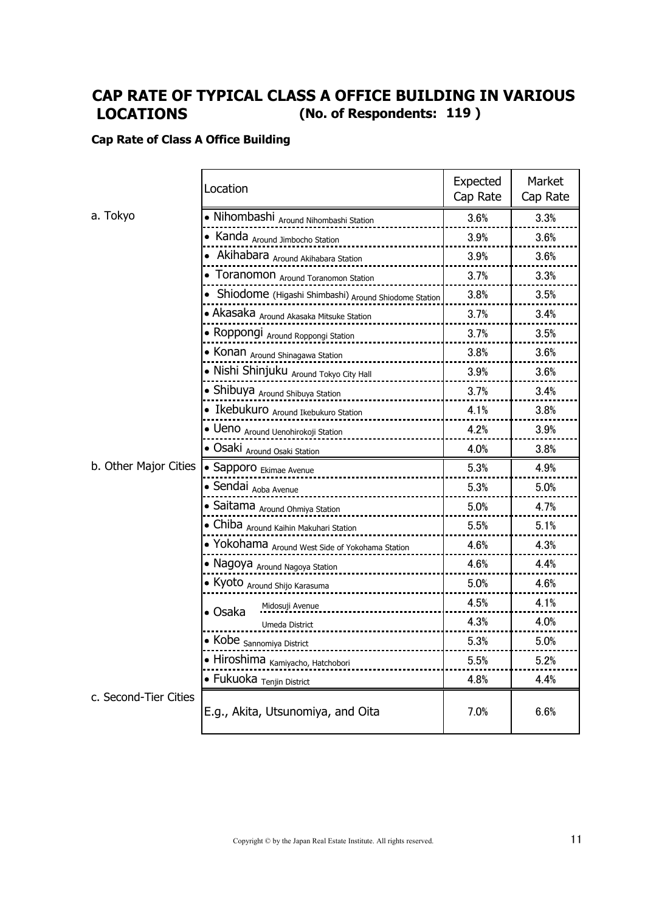# CAP RATE OF TYPICAL CLASS A OFFICE BUILDING IN VARIOUS LOCATIONS (No. of Respondents: 119 )

**Cap Rate of Class A Office Building**

| | Location | | Expected Cap Rate | Market Cap Rate |
|---|---|---|---|---|
| a. Tokyo | • Nihombashi Around Nihombashi Station | | 3.6% | 3.3% |
| | • Kanda Around Jimbocho Station | | 3.9% | 3.6% |
| | • Akihabara Around Akihabara Station | | 3.9% | 3.6% |
| | • Toranomon Around Toranomon Station | | 3.7% | 3.3% |
| | • Shiodome (Higashi Shimbashi) Around Shiodome Station | | 3.8% | 3.5% |
| | • Akasaka Around Akasaka Mitsuke Station | | 3.7% | 3.4% |
| | • Roppongi Around Roppongi Station | | 3.7% | 3.5% |
| | • Konan Around Shinagawa Station | | 3.8% | 3.6% |
| | • Nishi Shinjuku Around Tokyo City Hall | | 3.9% | 3.6% |
| | • Shibuya Around Shibuya Station | | 3.7% | 3.4% |
| | • Ikebukuro Around Ikebukuro Station | | 4.1% | 3.8% |
| | • Ueno Around Uenohirokoji Station | | 4.2% | 3.9% |
| | • Osaki Around Osaki Station | | 4.0% | 3.8% |
| b. Other Major Cities | • Sapporo Ekimae Avenue | | 5.3% | 4.9% |
| | • Sendai Aoba Avenue | | 5.3% | 5.0% |
| | • Saitama Around Ohmiya Station | | 5.0% | 4.7% |
| | • Chiba Around Kaihin Makuhari Station | | 5.5% | 5.1% |
| | • Yokohama Around West Side of Yokohama Station | | 4.6% | 4.3% |
| | • Nagoya Around Nagoya Station | | 4.6% | 4.4% |
| | • Kyoto Around Shijo Karasuma | | 5.0% | 4.6% |
| | • Osaka | Midosuji Avenue | 4.5% | 4.1% |
| | | Umeda District | 4.3% | 4.0% |
| | • Kobe Sannomiya District | | 5.3% | 5.0% |
| | • Hiroshima Kamiyacho, Hatchobori | | 5.5% | 5.2% |
| | • Fukuoka Tenjin District | | 4.8% | 4.4% |
| c. Second-Tier Cities | E.g., Akita, Utsunomiya, and Oita | | 7.0% | 6.6% |

Copyright © by the Japan Real Estate Institute. All rights reserved.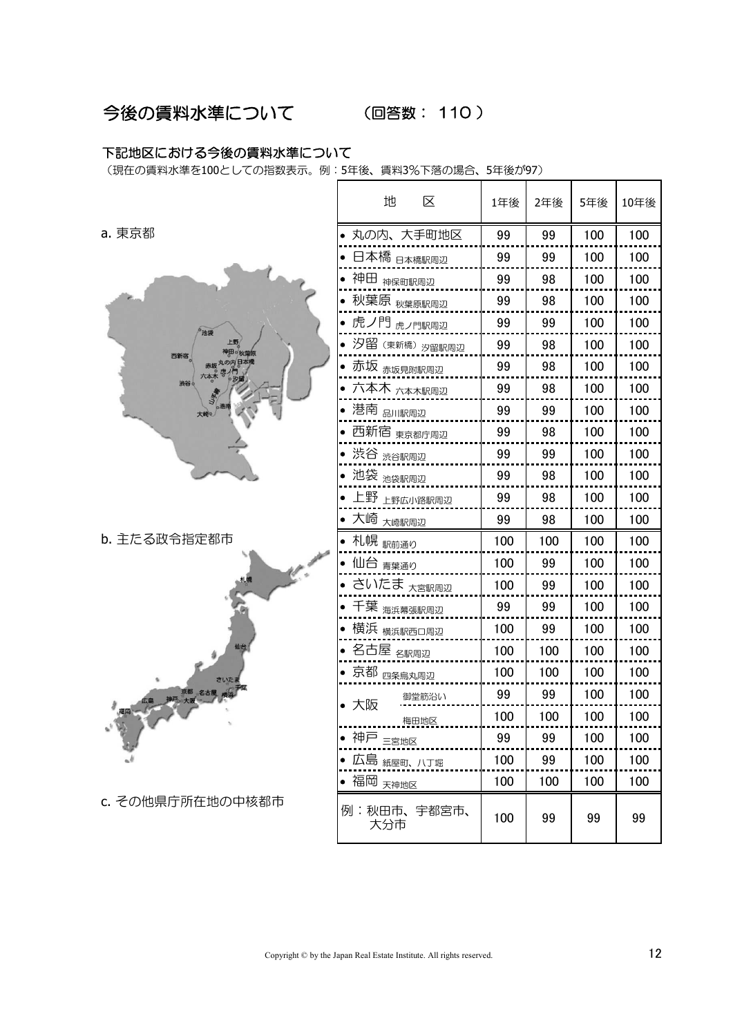## 今後の賃料水準について　　（回答数： 110 ）

### 下記地区における今後の賃料水準について

（現在の賃料水準を100としての指数表示。例：5年後、賃料3%下落の場合、5年後が97）

a. 東京都

b. 主たる政令指定都市

c. その他県庁所在地の中核都市

| 区分 | 地区 | 1年後 | 2年後 | 5年後 | 10年後 |
|---|---|---|---|---|---|
| a. 東京都 | 丸の内、大手町地区 | 99 | 99 | 100 | 100 |
| | 日本橋 日本橋駅周辺 | 99 | 99 | 100 | 100 |
| | 神田 神保町駅周辺 | 99 | 98 | 100 | 100 |
| | 秋葉原 秋葉原駅周辺 | 99 | 98 | 100 | 100 |
| | 虎ノ門 虎ノ門駅周辺 | 99 | 99 | 100 | 100 |
| | 汐留（東新橋）汐留駅周辺 | 99 | 98 | 100 | 100 |
| | 赤坂 赤坂見附駅周辺 | 99 | 98 | 100 | 100 |
| | 六本木 六本木駅周辺 | 99 | 98 | 100 | 100 |
| | 港南 品川駅周辺 | 99 | 99 | 100 | 100 |
| | 西新宿 東京都庁周辺 | 99 | 98 | 100 | 100 |
| | 渋谷 渋谷駅周辺 | 99 | 99 | 100 | 100 |
| | 池袋 池袋駅周辺 | 99 | 98 | 100 | 100 |
| | 上野 上野広小路駅周辺 | 99 | 98 | 100 | 100 |
| | 大崎 大崎駅周辺 | 99 | 98 | 100 | 100 |
| b. 主たる政令指定都市 | 札幌 駅前通り | 100 | 100 | 100 | 100 |
| | 仙台 青葉通り | 100 | 99 | 100 | 100 |
| | さいたま 大宮駅周辺 | 100 | 99 | 100 | 100 |
| | 千葉 海浜幕張駅周辺 | 99 | 99 | 100 | 100 |
| | 横浜 横浜駅西口周辺 | 100 | 99 | 100 | 100 |
| | 名古屋 名駅周辺 | 100 | 100 | 100 | 100 |
| | 京都 四条烏丸周辺 | 100 | 100 | 100 | 100 |
| | 大阪 御堂筋沿い | 99 | 99 | 100 | 100 |
| | 大阪 梅田地区 | 100 | 100 | 100 | 100 |
| | 神戸 三宮地区 | 99 | 99 | 100 | 100 |
| | 広島 紙屋町、八丁堀 | 100 | 99 | 100 | 100 |
| | 福岡 天神地区 | 100 | 100 | 100 | 100 |
| c. その他県庁所在地の中核都市 | 例：秋田市、宇都宮市、大分市 | 100 | 99 | 99 | 99 |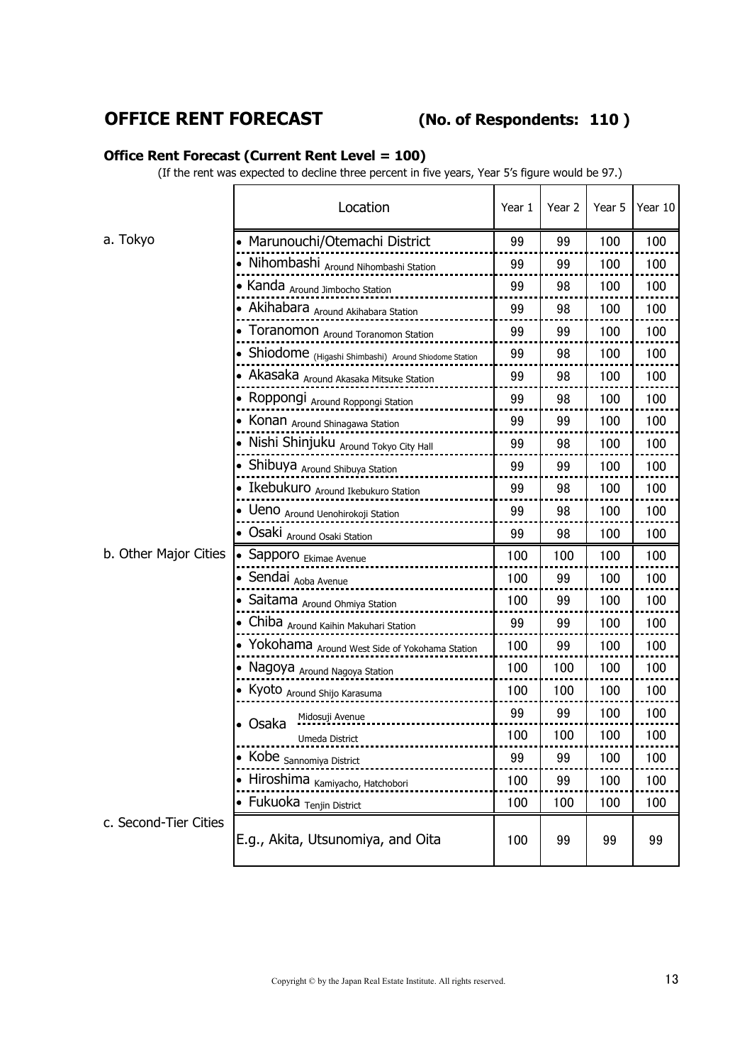# OFFICE RENT FORECAST (No. of Respondents: 110 )

### Office Rent Forecast (Current Rent Level = 100)

(If the rent was expected to decline three percent in five years, Year 5's figure would be 97.)

| | Location | | Year 1 | Year 2 | Year 5 | Year 10 |
|---|---|---|---|---|---|---|
| a. Tokyo | • Marunouchi/Otemachi District | | 99 | 99 | 100 | 100 |
| | • Nihombashi Around Nihombashi Station | | 99 | 99 | 100 | 100 |
| | • Kanda Around Jimbocho Station | | 99 | 98 | 100 | 100 |
| | • Akihabara Around Akihabara Station | | 99 | 98 | 100 | 100 |
| | • Toranomon Around Toranomon Station | | 99 | 99 | 100 | 100 |
| | • Shiodome (Higashi Shimbashi) Around Shiodome Station | | 99 | 98 | 100 | 100 |
| | • Akasaka Around Akasaka Mitsuke Station | | 99 | 98 | 100 | 100 |
| | • Roppongi Around Roppongi Station | | 99 | 98 | 100 | 100 |
| | • Konan Around Shinagawa Station | | 99 | 99 | 100 | 100 |
| | • Nishi Shinjuku Around Tokyo City Hall | | 99 | 98 | 100 | 100 |
| | • Shibuya Around Shibuya Station | | 99 | 99 | 100 | 100 |
| | • Ikebukuro Around Ikebukuro Station | | 99 | 98 | 100 | 100 |
| | • Ueno Around Uenohirokoji Station | | 99 | 98 | 100 | 100 |
| | • Osaki Around Osaki Station | | 99 | 98 | 100 | 100 |
| b. Other Major Cities | • Sapporo Ekimae Avenue | | 100 | 100 | 100 | 100 |
| | • Sendai Aoba Avenue | | 100 | 99 | 100 | 100 |
| | • Saitama Around Ohmiya Station | | 100 | 99 | 100 | 100 |
| | • Chiba Around Kaihin Makuhari Station | | 99 | 99 | 100 | 100 |
| | • Yokohama Around West Side of Yokohama Station | | 100 | 99 | 100 | 100 |
| | • Nagoya Around Nagoya Station | | 100 | 100 | 100 | 100 |
| | • Kyoto Around Shijo Karasuma | | 100 | 100 | 100 | 100 |
| | • Osaka | Midosuji Avenue | 99 | 99 | 100 | 100 |
| | | Umeda District | 100 | 100 | 100 | 100 |
| | • Kobe Sannomiya District | | 99 | 99 | 100 | 100 |
| | • Hiroshima Kamiyacho, Hatchobori | | 100 | 99 | 100 | 100 |
| | • Fukuoka Tenjin District | | 100 | 100 | 100 | 100 |
| c. Second-Tier Cities | E.g., Akita, Utsunomiya, and Oita | | 100 | 99 | 99 | 99 |

Copyright © by the Japan Real Estate Institute. All rights reserved.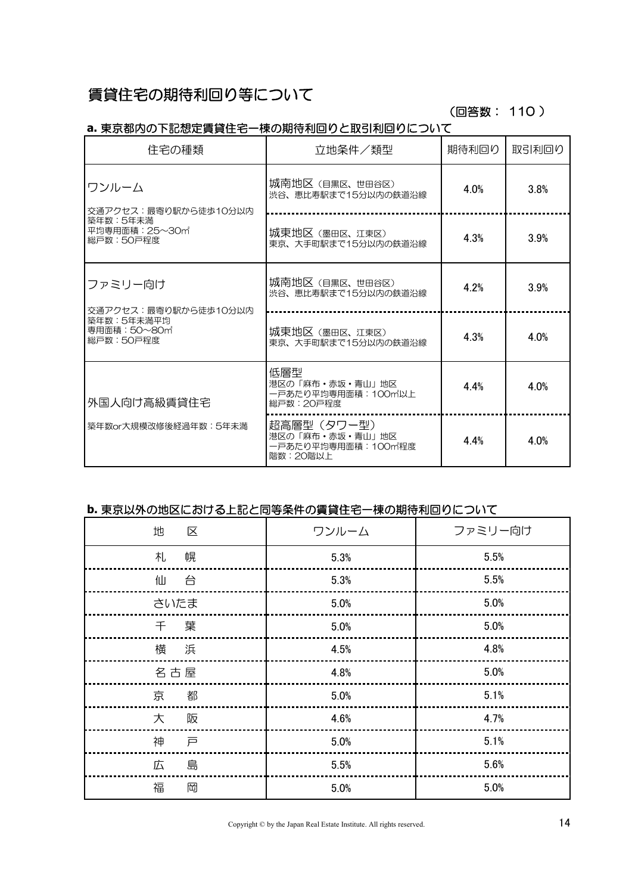# 賃貸住宅の期待利回り等について

（回答数： 110 ）

### a. 東京都内の下記想定賃貸住宅一棟の期待利回りと取引利回りについて

| 住宅の種類 | 立地条件／類型 | 期待利回り | 取引利回り |
|---|---|---|---|
| ワンルーム<br>交通アクセス：最寄り駅から徒歩10分以内<br>築年数：5年未満<br>平均専用面積：25～30㎡<br>総戸数：50戸程度 | 城南地区（目黒区、世田谷区）<br>渋谷、恵比寿駅まで15分以内の鉄道沿線 | 4.0% | 3.8% |
| | 城東地区（墨田区、江東区）<br>東京、大手町駅まで15分以内の鉄道沿線 | 4.3% | 3.9% |
| ファミリー向け<br>交通アクセス：最寄り駅から徒歩10分以内<br>築年数：5年未満平均<br>専用面積：50～80㎡<br>総戸数：50戸程度 | 城南地区（目黒区、世田谷区）<br>渋谷、恵比寿駅まで15分以内の鉄道沿線 | 4.2% | 3.9% |
| | 城東地区（墨田区、江東区）<br>東京、大手町駅まで15分以内の鉄道沿線 | 4.3% | 4.0% |
| 外国人向け高級賃貸住宅<br>築年数or大規模改修後経過年数：5年未満 | 低層型<br>港区の「麻布・赤坂・青山」地区<br>一戸あたり平均専用面積：100㎡以上<br>総戸数：20戸程度 | 4.4% | 4.0% |
| | 超高層型（タワー型）<br>港区の「麻布・赤坂・青山」地区<br>一戸あたり平均専用面積：100㎡程度<br>階数：20階以上 | 4.4% | 4.0% |

### b. 東京以外の地区における上記と同等条件の賃貸住宅一棟の期待利回りについて

| 地　区 | ワンルーム | ファミリー向け |
|---|---|---|
| 札　幌 | 5.3% | 5.5% |
| 仙　台 | 5.3% | 5.5% |
| さいたま | 5.0% | 5.0% |
| 千　葉 | 5.0% | 5.0% |
| 横　浜 | 4.5% | 4.8% |
| 名古屋 | 4.8% | 5.0% |
| 京　都 | 5.0% | 5.1% |
| 大　阪 | 4.6% | 4.7% |
| 神　戸 | 5.0% | 5.1% |
| 広　島 | 5.5% | 5.6% |
| 福　岡 | 5.0% | 5.0% |

Copyright © by the Japan Real Estate Institute. All rights reserved.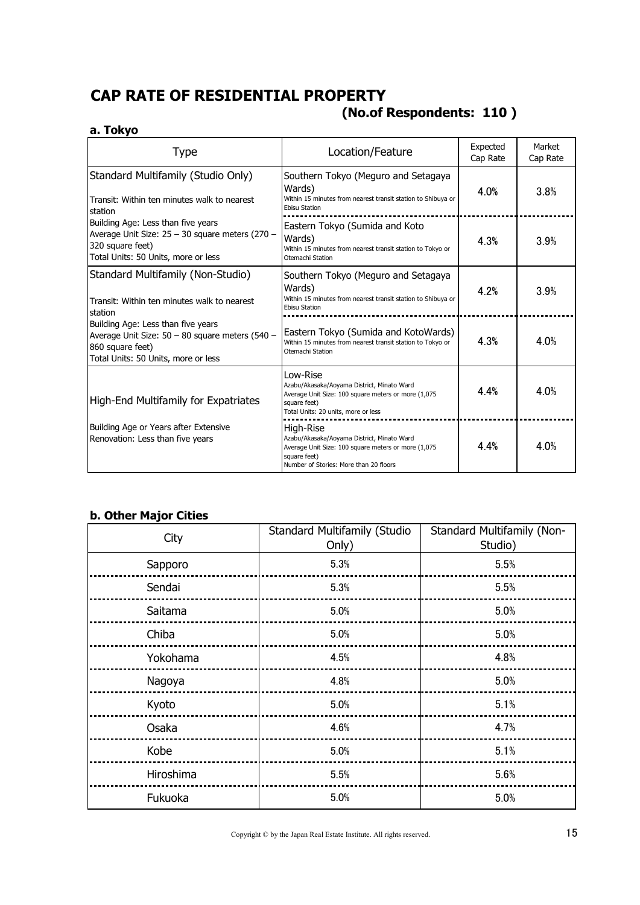# CAP RATE OF RESIDENTIAL PROPERTY

## (No.of Respondents: 110 )

### a. Tokyo

| Type | Location/Feature | Expected Cap Rate | Market Cap Rate |
|---|---|---|---|
| Standard Multifamily (Studio Only)<br><br>Transit: Within ten minutes walk to nearest station<br>Building Age: Less than five years<br>Average Unit Size: 25 – 30 square meters (270 – 320 square feet)<br>Total Units: 50 Units, more or less | Southern Tokyo (Meguro and Setagaya Wards)<br>Within 15 minutes from nearest transit station to Shibuya or Ebisu Station | 4.0% | 3.8% |
| | Eastern Tokyo (Sumida and Koto Wards)<br>Within 15 minutes from nearest transit station to Tokyo or Otemachi Station | 4.3% | 3.9% |
| Standard Multifamily (Non-Studio)<br><br>Transit: Within ten minutes walk to nearest station<br>Building Age: Less than five years<br>Average Unit Size: 50 – 80 square meters (540 – 860 square feet)<br>Total Units: 50 Units, more or less | Southern Tokyo (Meguro and Setagaya Wards)<br>Within 15 minutes from nearest transit station to Shibuya or Ebisu Station | 4.2% | 3.9% |
| | Eastern Tokyo (Sumida and KotoWards)<br>Within 15 minutes from nearest transit station to Tokyo or Otemachi Station | 4.3% | 4.0% |
| High-End Multifamily for Expatriates<br><br>Building Age or Years after Extensive Renovation: Less than five years | Low-Rise<br>Azabu/Akasaka/Aoyama District, Minato Ward<br>Average Unit Size: 100 square meters or more (1,075 square feet)<br>Total Units: 20 units, more or less | 4.4% | 4.0% |
| | High-Rise<br>Azabu/Akasaka/Aoyama District, Minato Ward<br>Average Unit Size: 100 square meters or more (1,075 square feet)<br>Number of Stories: More than 20 floors | 4.4% | 4.0% |

### b. Other Major Cities

| City | Standard Multifamily (Studio Only) | Standard Multifamily (Non-Studio) |
|---|---|---|
| Sapporo | 5.3% | 5.5% |
| Sendai | 5.3% | 5.5% |
| Saitama | 5.0% | 5.0% |
| Chiba | 5.0% | 5.0% |
| Yokohama | 4.5% | 4.8% |
| Nagoya | 4.8% | 5.0% |
| Kyoto | 5.0% | 5.1% |
| Osaka | 4.6% | 4.7% |
| Kobe | 5.0% | 5.1% |
| Hiroshima | 5.5% | 5.6% |
| Fukuoka | 5.0% | 5.0% |

Copyright © by the Japan Real Estate Institute. All rights reserved.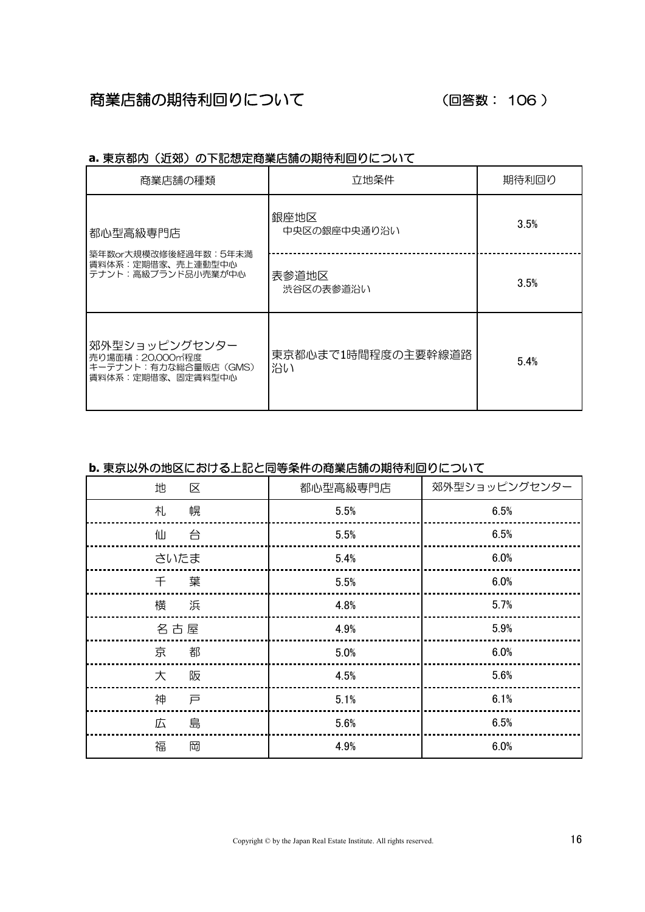## 商業店舗の期待利回りについて　　（回答数： 106 ）

### a. 東京都内（近郊）の下記想定商業店舗の期待利回りについて

| 商業店舗の種類 | 立地条件 | 期待利回り |
|---|---|---|
| 都心型高級専門店<br>築年数or大規模改修後経過年数：5年未満<br>賃料体系：定期借家、売上連動型中心<br>テナント：高級ブランド品小売業が中心 | 銀座地区<br>中央区の銀座中央通り沿い | 3.5% |
| | 表参道地区<br>渋谷区の表参道沿い | 3.5% |
| 郊外型ショッピングセンター<br>売り場面積：20,000㎡程度<br>キーテナント：有力な総合量販店（GMS）<br>賃料体系：定期借家、固定賃料型中心 | 東京都心まで1時間程度の主要幹線道路沿い | 5.4% |

### b. 東京以外の地区における上記と同等条件の商業店舗の期待利回りについて

| 地　区 | 都心型高級専門店 | 郊外型ショッピングセンター |
|---|---|---|
| 札　幌 | 5.5% | 6.5% |
| 仙　台 | 5.5% | 6.5% |
| さいたま | 5.4% | 6.0% |
| 千　葉 | 5.5% | 6.0% |
| 横　浜 | 4.8% | 5.7% |
| 名古屋 | 4.9% | 5.9% |
| 京　都 | 5.0% | 6.0% |
| 大　阪 | 4.5% | 5.6% |
| 神　戸 | 5.1% | 6.1% |
| 広　島 | 5.6% | 6.5% |
| 福　岡 | 4.9% | 6.0% |

Copyright © by the Japan Real Estate Institute. All rights reserved.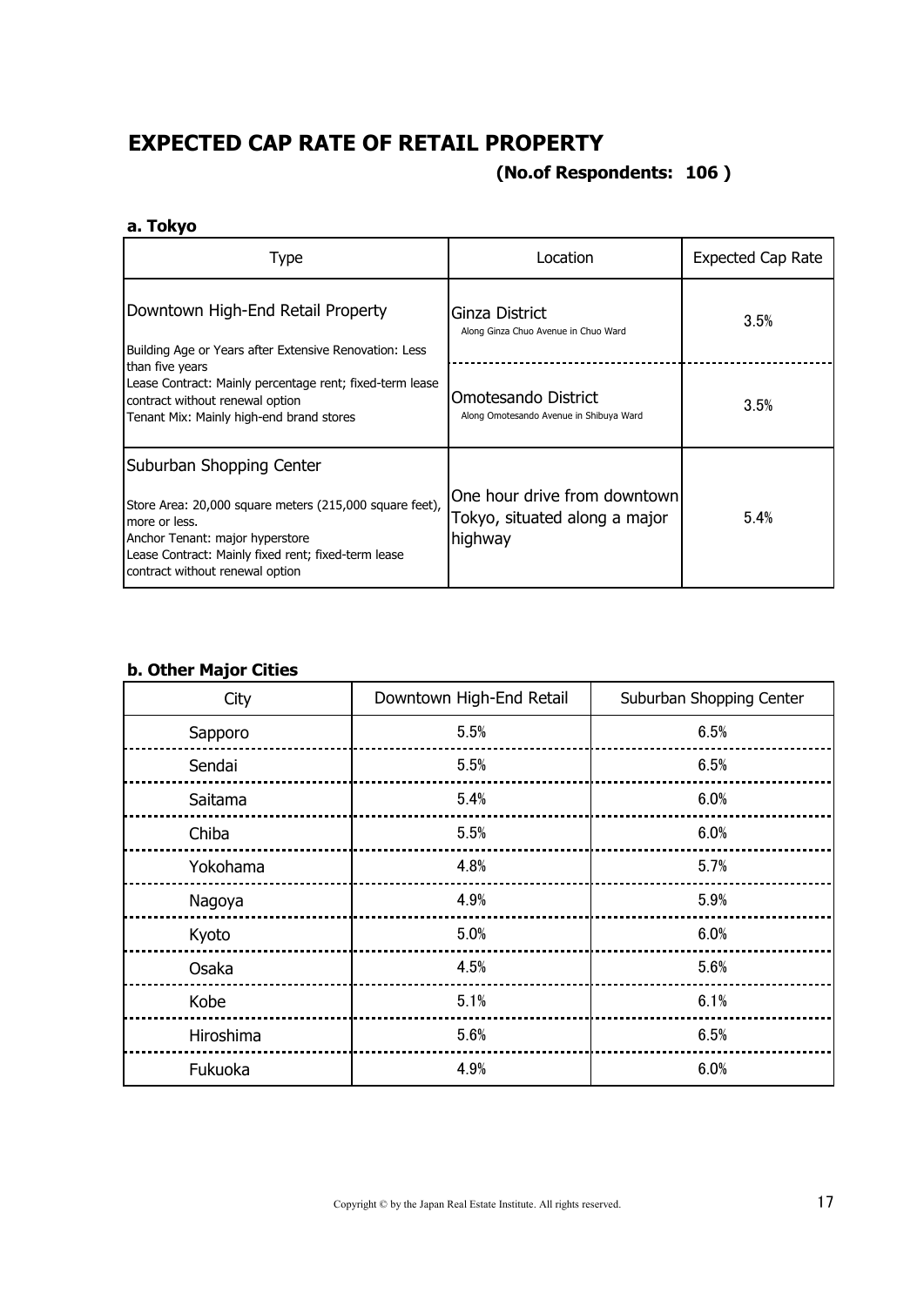# EXPECTED CAP RATE OF RETAIL PROPERTY

**(No.of Respondents: 106 )**

### a. Tokyo

| Type | Location | Expected Cap Rate |
|---|---|---|
| Downtown High-End Retail Property<br><br>Building Age or Years after Extensive Renovation: Less than five years<br>Lease Contract: Mainly percentage rent; fixed-term lease contract without renewal option<br>Tenant Mix: Mainly high-end brand stores | Ginza District<br>Along Ginza Chuo Avenue in Chuo Ward | 3.5% |
| | Omotesando District<br>Along Omotesando Avenue in Shibuya Ward | 3.5% |
| Suburban Shopping Center<br><br>Store Area: 20,000 square meters (215,000 square feet), more or less.<br>Anchor Tenant: major hyperstore<br>Lease Contract: Mainly fixed rent; fixed-term lease contract without renewal option | One hour drive from downtown Tokyo, situated along a major highway | 5.4% |

### b. Other Major Cities

| City | Downtown High-End Retail | Suburban Shopping Center |
|---|---|---|
| Sapporo | 5.5% | 6.5% |
| Sendai | 5.5% | 6.5% |
| Saitama | 5.4% | 6.0% |
| Chiba | 5.5% | 6.0% |
| Yokohama | 4.8% | 5.7% |
| Nagoya | 4.9% | 5.9% |
| Kyoto | 5.0% | 6.0% |
| Osaka | 4.5% | 5.6% |
| Kobe | 5.1% | 6.1% |
| Hiroshima | 5.6% | 6.5% |
| Fukuoka | 4.9% | 6.0% |

Copyright © by the Japan Real Estate Institute. All rights reserved.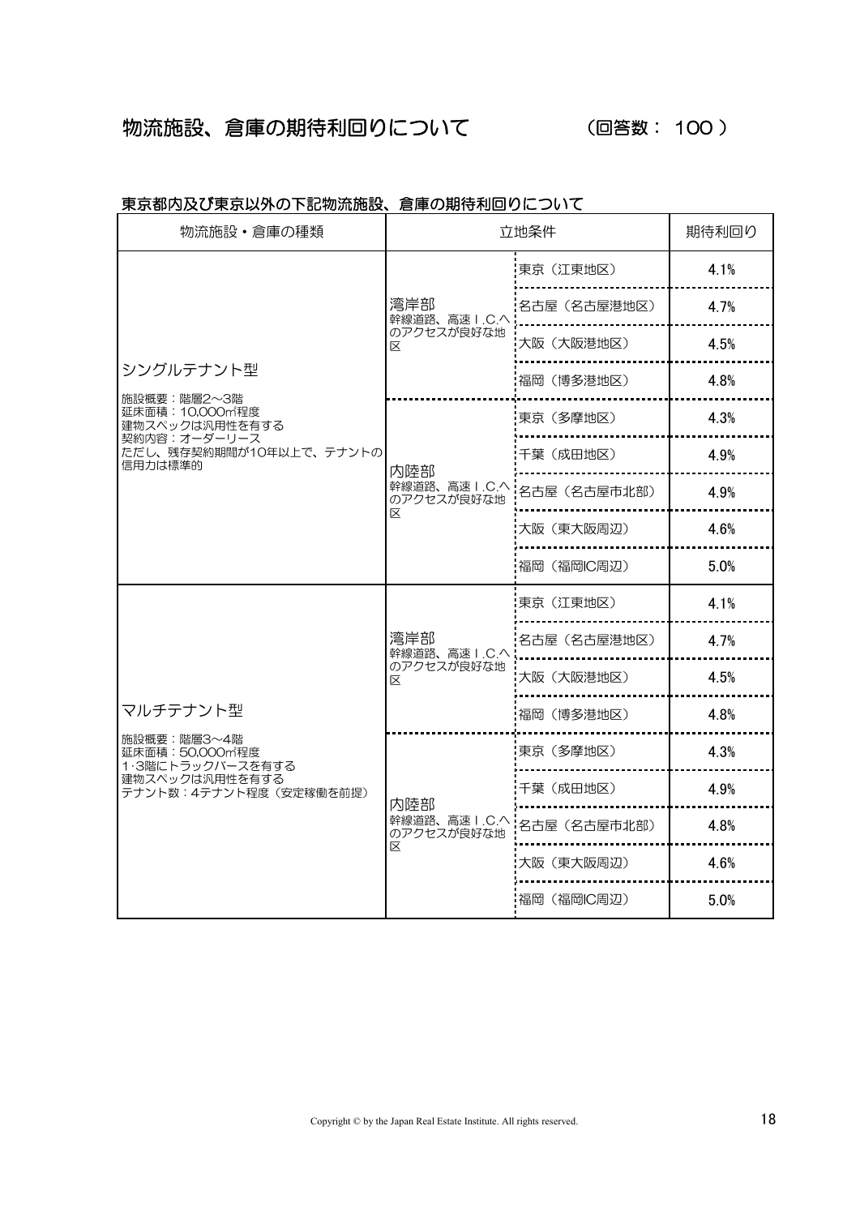# 物流施設、倉庫の期待利回りについて　　　（回答数： 100 ）

## 東京都内及び東京以外の下記物流施設、倉庫の期待利回りについて

| 物流施設・倉庫の種類 | 立地条件 | | 期待利回り |
|---|---|---|---|
| シングルテナント型<br>施設概要：階層2～3階<br>延床面積：10,000㎡程度<br>建物スペックは汎用性を有する<br>契約内容：オーダーリース<br>ただし、残存契約期間が10年以上で、テナントの信用力は標準的 | 湾岸部<br>幹線道路、高速Ｉ.C.へのアクセスが良好な地区 | 東京（江東地区） | 4.1% |
| | | 名古屋（名古屋港地区） | 4.7% |
| | | 大阪（大阪港地区） | 4.5% |
| | | 福岡（博多港地区） | 4.8% |
| | 内陸部<br>幹線道路、高速Ｉ.C.へのアクセスが良好な地区 | 東京（多摩地区） | 4.3% |
| | | 千葉（成田地区） | 4.9% |
| | | 名古屋（名古屋市北部） | 4.9% |
| | | 大阪（東大阪周辺） | 4.6% |
| | | 福岡（福岡IC周辺） | 5.0% |
| マルチテナント型<br>施設概要：階層3～4階<br>延床面積：50,000㎡程度<br>1･3階にトラックバースを有する<br>建物スペックは汎用性を有する<br>テナント数：4テナント程度（安定稼働を前提） | 湾岸部<br>幹線道路、高速Ｉ.C.へのアクセスが良好な地区 | 東京（江東地区） | 4.1% |
| | | 名古屋（名古屋港地区） | 4.7% |
| | | 大阪（大阪港地区） | 4.5% |
| | | 福岡（博多港地区） | 4.8% |
| | 内陸部<br>幹線道路、高速Ｉ.C.へのアクセスが良好な地区 | 東京（多摩地区） | 4.3% |
| | | 千葉（成田地区） | 4.9% |
| | | 名古屋（名古屋市北部） | 4.8% |
| | | 大阪（東大阪周辺） | 4.6% |
| | | 福岡（福岡IC周辺） | 5.0% |

Copyright © by the Japan Real Estate Institute. All rights reserved.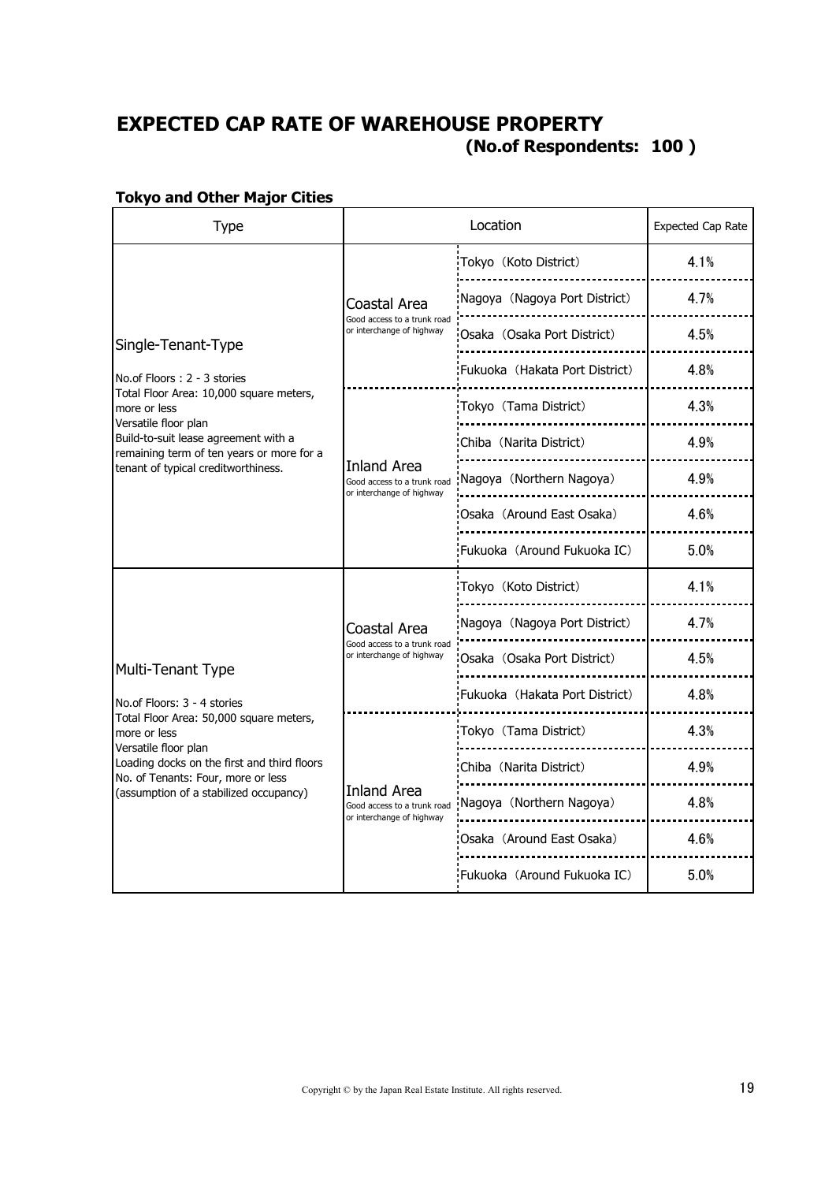# EXPECTED CAP RATE OF WAREHOUSE PROPERTY

## (No.of Respondents: 100 )

### Tokyo and Other Major Cities

| Type | Location | | Expected Cap Rate |
|---|---|---|---|
| Single-Tenant-Type<br><br>No.of Floors : 2 - 3 stories<br>Total Floor Area: 10,000 square meters, more or less<br>Versatile floor plan<br>Build-to-suit lease agreement with a remaining term of ten years or more for a tenant of typical creditworthiness. | Coastal Area<br>Good access to a trunk road or interchange of highway | Tokyo（Koto District） | 4.1% |
| | | Nagoya（Nagoya Port District） | 4.7% |
| | | Osaka（Osaka Port District） | 4.5% |
| | | Fukuoka（Hakata Port District） | 4.8% |
| | Inland Area<br>Good access to a trunk road or interchange of highway | Tokyo（Tama District） | 4.3% |
| | | Chiba（Narita District） | 4.9% |
| | | Nagoya（Northern Nagoya） | 4.9% |
| | | Osaka（Around East Osaka） | 4.6% |
| | | Fukuoka（Around Fukuoka IC） | 5.0% |
| Multi-Tenant Type<br><br>No.of Floors: 3 - 4 stories<br>Total Floor Area: 50,000 square meters, more or less<br>Versatile floor plan<br>Loading docks on the first and third floors<br>No. of Tenants: Four, more or less<br>(assumption of a stabilized occupancy) | Coastal Area<br>Good access to a trunk road or interchange of highway | Tokyo（Koto District） | 4.1% |
| | | Nagoya（Nagoya Port District） | 4.7% |
| | | Osaka（Osaka Port District） | 4.5% |
| | | Fukuoka（Hakata Port District） | 4.8% |
| | Inland Area<br>Good access to a trunk road or interchange of highway | Tokyo（Tama District） | 4.3% |
| | | Chiba（Narita District） | 4.9% |
| | | Nagoya（Northern Nagoya） | 4.8% |
| | | Osaka（Around East Osaka） | 4.6% |
| | | Fukuoka（Around Fukuoka IC） | 5.0% |

Copyright © by the Japan Real Estate Institute. All rights reserved.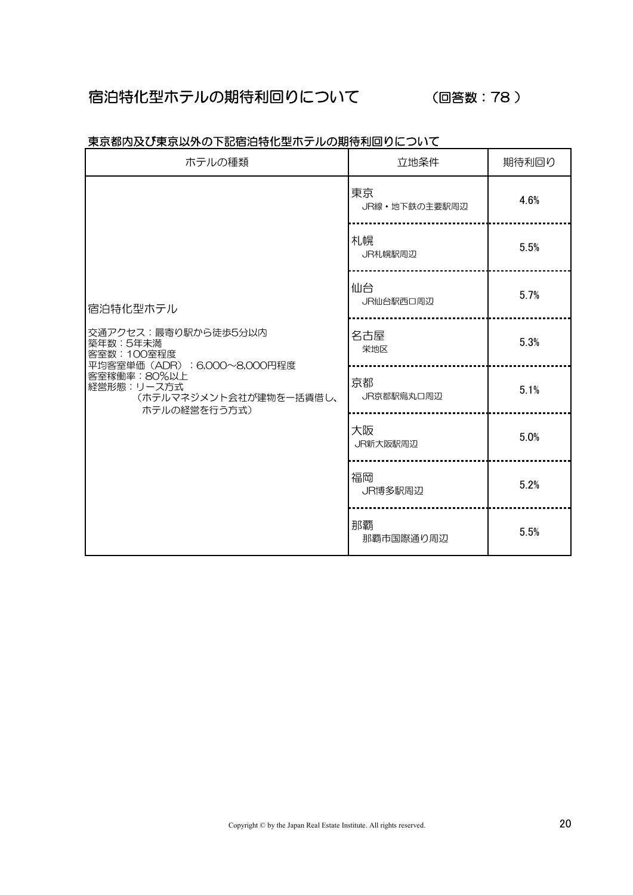# 宿泊特化型ホテルの期待利回りについて　（回答数：78 ）

東京都内及び東京以外の下記宿泊特化型ホテルの期待利回りについて

| ホテルの種類 | 立地条件 | 期待利回り |
|---|---|---|
| 宿泊特化型ホテル<br><br>交通アクセス：最寄り駅から徒歩5分以内<br>築年数：5年未満<br>客室数：100室程度<br>平均客室単価（ADR）：6,000～8,000円程度<br>客室稼働率：80%以上<br>経営形態：リース方式<br>（ホテルマネジメント会社が建物を一括賃借し、ホテルの経営を行う方式） | 東京<br>JR線・地下鉄の主要駅周辺 | 4.6% |
| | 札幌<br>JR札幌駅周辺 | 5.5% |
| | 仙台<br>JR仙台駅西口周辺 | 5.7% |
| | 名古屋<br>栄地区 | 5.3% |
| | 京都<br>JR京都駅烏丸口周辺 | 5.1% |
| | 大阪<br>JR新大阪駅周辺 | 5.0% |
| | 福岡<br>JR博多駅周辺 | 5.2% |
| | 那覇<br>那覇市国際通り周辺 | 5.5% |

Copyright © by the Japan Real Estate Institute. All rights reserved.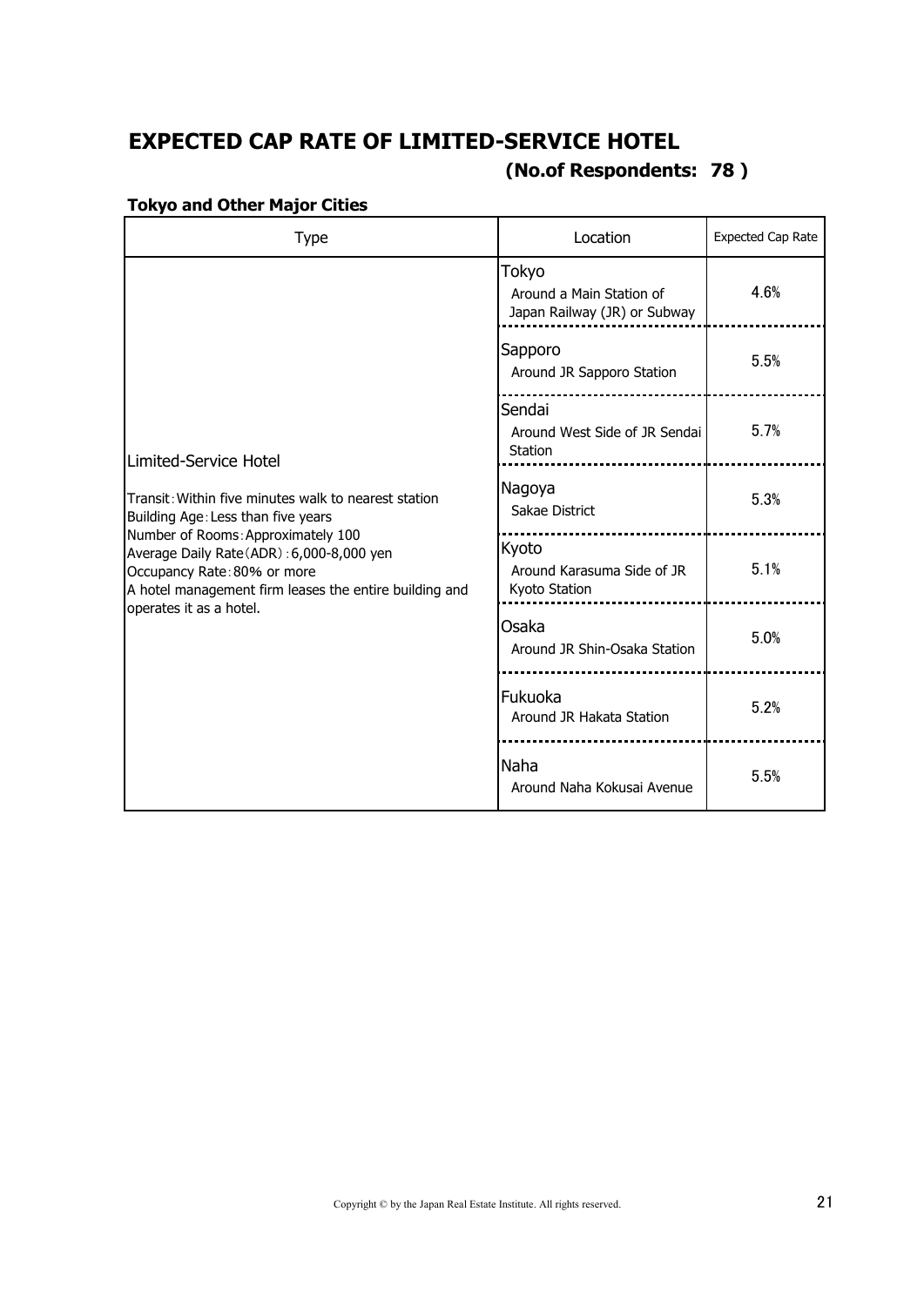# EXPECTED CAP RATE OF LIMITED-SERVICE HOTEL

**(No.of Respondents: 78 )**

### Tokyo and Other Major Cities

| Type | Location | Expected Cap Rate |
|---|---|---|
| Limited-Service Hotel<br><br>Transit：Within five minutes walk to nearest station<br>Building Age：Less than five years<br>Number of Rooms：Approximately 100<br>Average Daily Rate（ADR）：6,000-8,000 yen<br>Occupancy Rate：80% or more<br>A hotel management firm leases the entire building and operates it as a hotel. | Tokyo<br>Around a Main Station of Japan Railway (JR) or Subway | 4.6% |
| | Sapporo<br>Around JR Sapporo Station | 5.5% |
| | Sendai<br>Around West Side of JR Sendai Station | 5.7% |
| | Nagoya<br>Sakae District | 5.3% |
| | Kyoto<br>Around Karasuma Side of JR Kyoto Station | 5.1% |
| | Osaka<br>Around JR Shin-Osaka Station | 5.0% |
| | Fukuoka<br>Around JR Hakata Station | 5.2% |
| | Naha<br>Around Naha Kokusai Avenue | 5.5% |

Copyright © by the Japan Real Estate Institute. All rights reserved.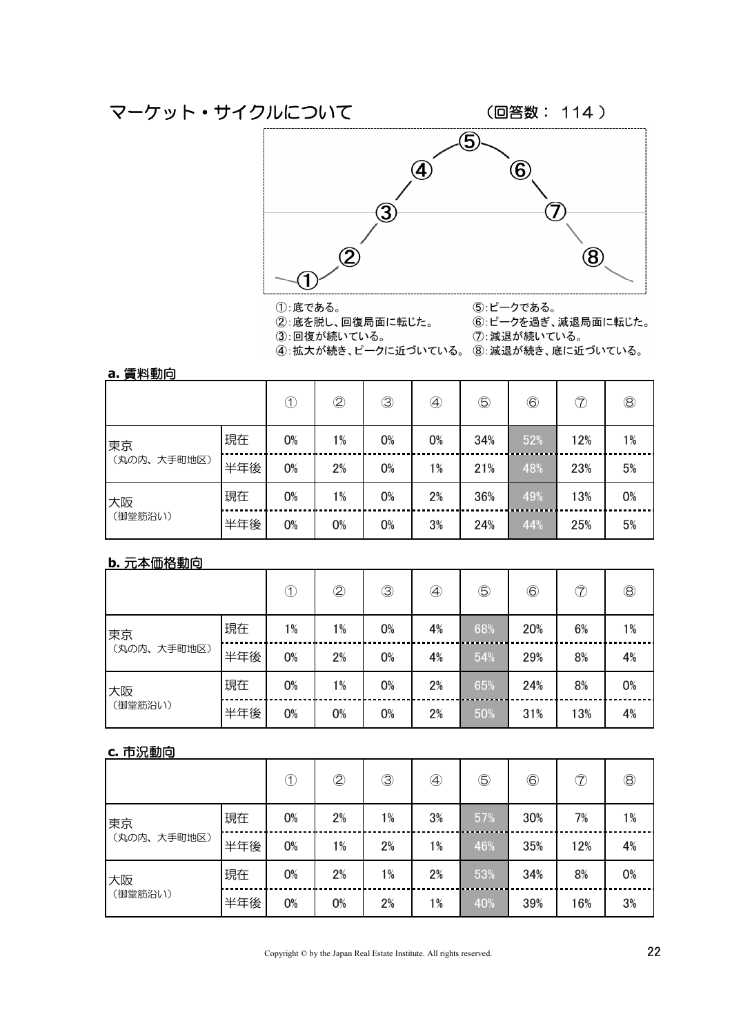## マーケット・サイクルについて

（回答数： 114 ）

①：底である。
②：底を脱し、回復局面に転じた。
③：回復が続いている。
④：拡大が続き、ピークに近づいている。
⑤：ピークである。
⑥：ピークを過ぎ、減退局面に転じた。
⑦：減退が続いている。
⑧：減退が続き、底に近づいている。

### a. 賃料動向

| | | ① | ② | ③ | ④ | ⑤ | ⑥ | ⑦ | ⑧ |
|---|---|---|---|---|---|---|---|---|---|
| 東京（丸の内、大手町地区） | 現在 | 0% | 1% | 0% | 0% | 34% | 52% | 12% | 1% |
| | 半年後 | 0% | 2% | 0% | 1% | 21% | 48% | 23% | 5% |
| 大阪（御堂筋沿い） | 現在 | 0% | 1% | 0% | 2% | 36% | 49% | 13% | 0% |
| | 半年後 | 0% | 0% | 0% | 3% | 24% | 44% | 25% | 5% |

### b. 元本価格動向

| | | ① | ② | ③ | ④ | ⑤ | ⑥ | ⑦ | ⑧ |
|---|---|---|---|---|---|---|---|---|---|
| 東京（丸の内、大手町地区） | 現在 | 1% | 1% | 0% | 4% | 68% | 20% | 6% | 1% |
| | 半年後 | 0% | 2% | 0% | 4% | 54% | 29% | 8% | 4% |
| 大阪（御堂筋沿い） | 現在 | 0% | 1% | 0% | 2% | 65% | 24% | 8% | 0% |
| | 半年後 | 0% | 0% | 0% | 2% | 50% | 31% | 13% | 4% |

### c. 市況動向

| | | ① | ② | ③ | ④ | ⑤ | ⑥ | ⑦ | ⑧ |
|---|---|---|---|---|---|---|---|---|---|
| 東京（丸の内、大手町地区） | 現在 | 0% | 2% | 1% | 3% | 57% | 30% | 7% | 1% |
| | 半年後 | 0% | 1% | 2% | 1% | 46% | 35% | 12% | 4% |
| 大阪（御堂筋沿い） | 現在 | 0% | 2% | 1% | 2% | 53% | 34% | 8% | 0% |
| | 半年後 | 0% | 0% | 2% | 1% | 40% | 39% | 16% | 3% |

Copyright © by the Japan Real Estate Institute. All rights reserved.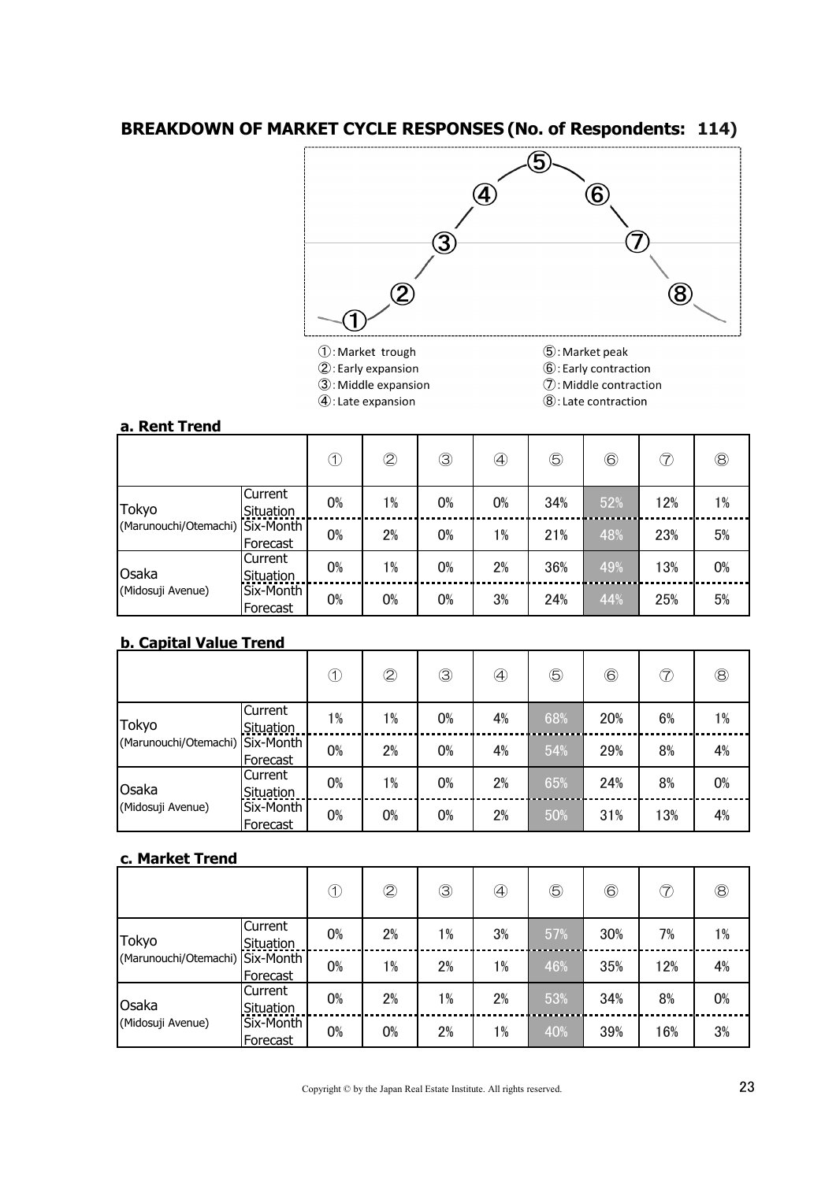## BREAKDOWN OF MARKET CYCLE RESPONSES (No. of Respondents: 114)

①: Market trough
②: Early expansion
③: Middle expansion
④: Late expansion
⑤: Market peak
⑥: Early contraction
⑦: Middle contraction
⑧: Late contraction

### a. Rent Trend

| | | ① | ② | ③ | ④ | ⑤ | ⑥ | ⑦ | ⑧ |
|---|---|---|---|---|---|---|---|---|---|
| Tokyo (Marunouchi/Otemachi) | Current Situation | 0% | 1% | 0% | 0% | 34% | 52% | 12% | 1% |
| | Six-Month Forecast | 0% | 2% | 0% | 1% | 21% | 48% | 23% | 5% |
| Osaka (Midosuji Avenue) | Current Situation | 0% | 1% | 0% | 2% | 36% | 49% | 13% | 0% |
| | Six-Month Forecast | 0% | 0% | 0% | 3% | 24% | 44% | 25% | 5% |

### b. Capital Value Trend

| | | ① | ② | ③ | ④ | ⑤ | ⑥ | ⑦ | ⑧ |
|---|---|---|---|---|---|---|---|---|---|
| Tokyo (Marunouchi/Otemachi) | Current Situation | 1% | 1% | 0% | 4% | 68% | 20% | 6% | 1% |
| | Six-Month Forecast | 0% | 2% | 0% | 4% | 54% | 29% | 8% | 4% |
| Osaka (Midosuji Avenue) | Current Situation | 0% | 1% | 0% | 2% | 65% | 24% | 8% | 0% |
| | Six-Month Forecast | 0% | 0% | 0% | 2% | 50% | 31% | 13% | 4% |

### c. Market Trend

| | | ① | ② | ③ | ④ | ⑤ | ⑥ | ⑦ | ⑧ |
|---|---|---|---|---|---|---|---|---|---|
| Tokyo (Marunouchi/Otemachi) | Current Situation | 0% | 2% | 1% | 3% | 57% | 30% | 7% | 1% |
| | Six-Month Forecast | 0% | 1% | 2% | 1% | 46% | 35% | 12% | 4% |
| Osaka (Midosuji Avenue) | Current Situation | 0% | 2% | 1% | 2% | 53% | 34% | 8% | 0% |
| | Six-Month Forecast | 0% | 0% | 2% | 1% | 40% | 39% | 16% | 3% |

Copyright © by the Japan Real Estate Institute. All rights reserved.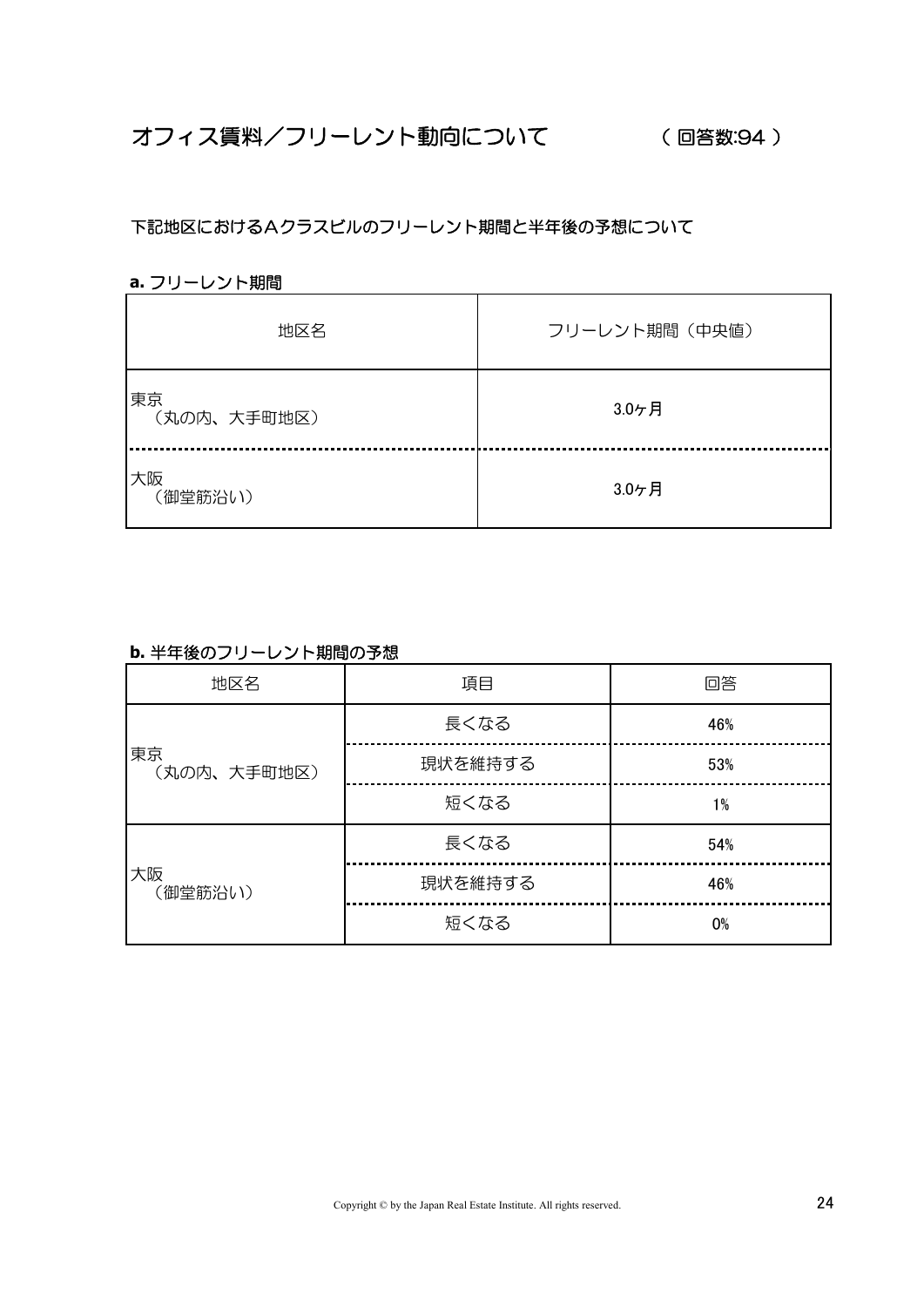# オフィス賃料／フリーレント動向について　（回答数:94）

下記地区におけるＡクラスビルのフリーレント期間と半年後の予想について

**a.** フリーレント期間

| 地区名 | フリーレント期間（中央値） |
|---|---|
| 東京（丸の内、大手町地区） | 3.0ヶ月 |
| 大阪（御堂筋沿い） | 3.0ヶ月 |

**b.** 半年後のフリーレント期間の予想

| 地区名 | 項目 | 回答 |
|---|---|---|
| 東京（丸の内、大手町地区） | 長くなる | 46% |
| | 現状を維持する | 53% |
| | 短くなる | 1% |
| 大阪（御堂筋沿い） | 長くなる | 54% |
| | 現状を維持する | 46% |
| | 短くなる | 0% |

Copyright © by the Japan Real Estate Institute. All rights reserved.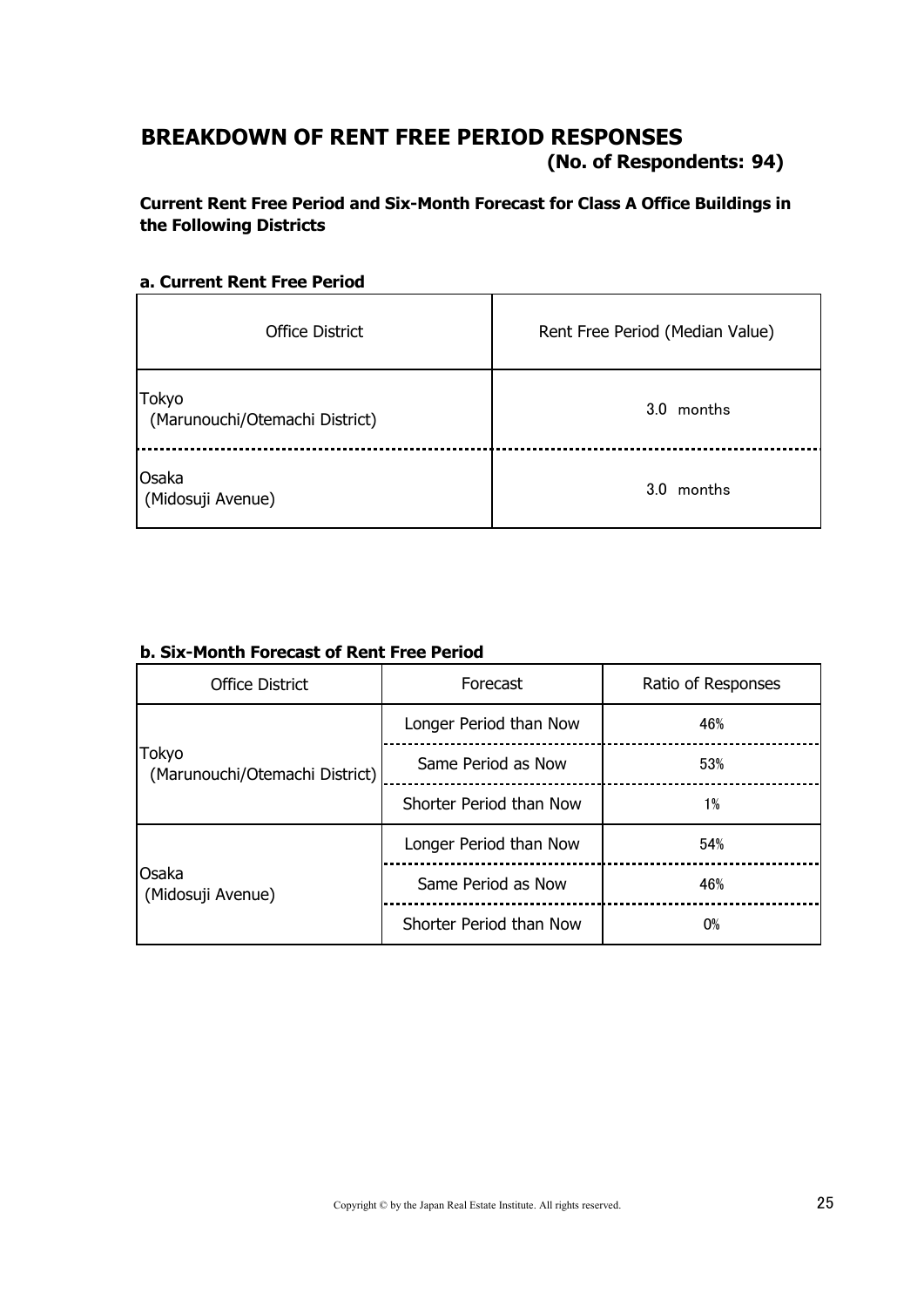# BREAKDOWN OF RENT FREE PERIOD RESPONSES

**(No. of Respondents: 94)**

**Current Rent Free Period and Six-Month Forecast for Class A Office Buildings in the Following Districts**

### a. Current Rent Free Period

| Office District | Rent Free Period (Median Value) |
|---|---|
| Tokyo (Marunouchi/Otemachi District) | 3.0 months |
| Osaka (Midosuji Avenue) | 3.0 months |

### b. Six-Month Forecast of Rent Free Period

| Office District | Forecast | Ratio of Responses |
|---|---|---|
| Tokyo (Marunouchi/Otemachi District) | Longer Period than Now | 46% |
| | Same Period as Now | 53% |
| | Shorter Period than Now | 1% |
| Osaka (Midosuji Avenue) | Longer Period than Now | 54% |
| | Same Period as Now | 46% |
| | Shorter Period than Now | 0% |

Copyright © by the Japan Real Estate Institute. All rights reserved.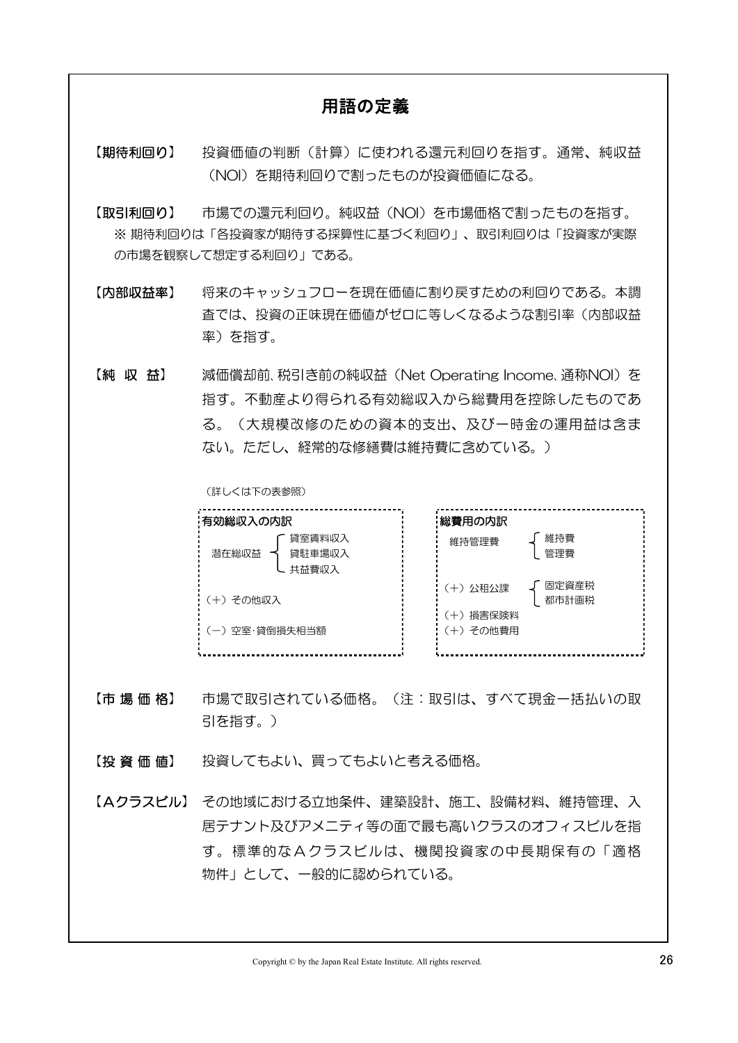## 用語の定義

**【期待利回り】** 投資価値の判断（計算）に使われる還元利回りを指す。通常、純収益（NOI）を期待利回りで割ったものが投資価値になる。

**【取引利回り】** 市場での還元利回り。純収益（NOI）を市場価格で割ったものを指す。
※ 期待利回りは「各投資家が期待する採算性に基づく利回り」、取引利回りは「投資家が実際の市場を観察して想定する利回り」である。

**【内部収益率】** 将来のキャッシュフローを現在価値に割り戻すための利回りである。本調査では、投資の正味現在価値がゼロに等しくなるような割引率（内部収益率）を指す。

**【純 収 益】** 減価償却前、税引き前の純収益（Net Operating Income、通称NOI）を指す。不動産より得られる有効総収入から総費用を控除したものである。（大規模改修のための資本的支出、及び一時金の運用益は含まない。ただし、経常的な修繕費は維持費に含めている。）

（詳しくは下の表参照）

**有効総収入の内訳**

- 潜在総収益
  - 貸室賃料収入
  - 貸駐車場収入
  - 共益費収入
- （＋）その他収入
- （－）空室･貸倒損失相当額

**総費用の内訳**

- 維持管理費
  - 維持費
  - 管理費
- （＋）公租公課
  - 固定資産税
  - 都市計画税
- （＋）損害保険料
- （＋）その他費用

**【市 場 価 格】** 市場で取引されている価格。（注：取引は、すべて現金一括払いの取引を指す。）

**【投 資 価 値】** 投資してもよい、買ってもよいと考える価格。

**【Ａクラスビル】** その地域における立地条件、建築設計、施工、設備材料、維持管理、入居テナント及びアメニティ等の面で最も高いクラスのオフィスビルを指す。標準的なＡクラスビルは、機関投資家の中長期保有の「適格物件」として、一般的に認められている。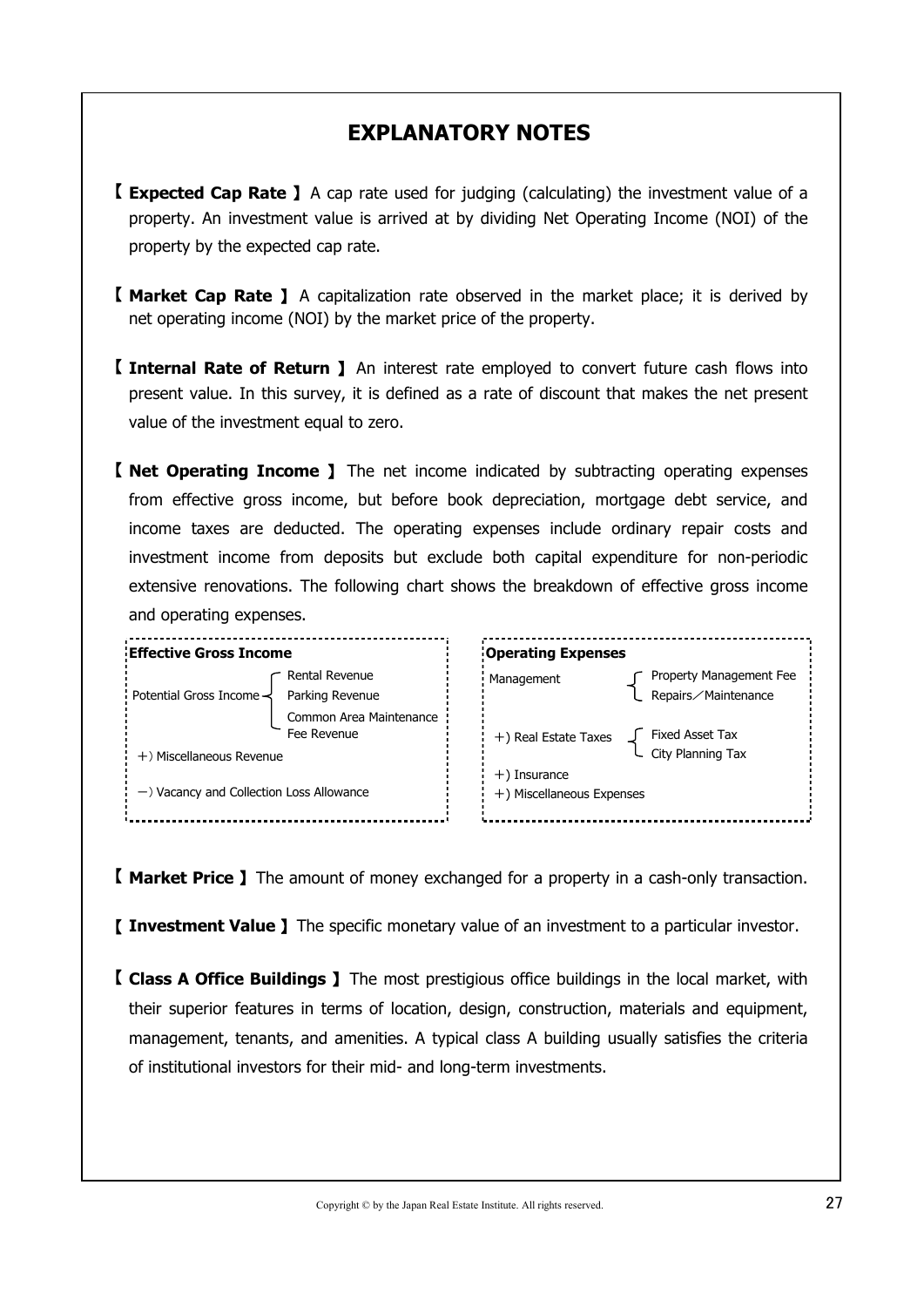# EXPLANATORY NOTES

【 **Expected Cap Rate** 】 A cap rate used for judging (calculating) the investment value of a property. An investment value is arrived at by dividing Net Operating Income (NOI) of the property by the expected cap rate.

【 **Market Cap Rate** 】 A capitalization rate observed in the market place; it is derived by net operating income (NOI) by the market price of the property.

【 **Internal Rate of Return** 】 An interest rate employed to convert future cash flows into present value. In this survey, it is defined as a rate of discount that makes the net present value of the investment equal to zero.

【 **Net Operating Income** 】 The net income indicated by subtracting operating expenses from effective gross income, but before book depreciation, mortgage debt service, and income taxes are deducted. The operating expenses include ordinary repair costs and investment income from deposits but exclude both capital expenditure for non-periodic extensive renovations. The following chart shows the breakdown of effective gross income and operating expenses.

**Effective Gross Income**

- Potential Gross Income
  - Rental Revenue
  - Parking Revenue
  - Common Area Maintenance Fee Revenue
- +) Miscellaneous Revenue
- −) Vacancy and Collection Loss Allowance

**Operating Expenses**

- Management
  - Property Management Fee
  - Repairs／Maintenance
- +) Real Estate Taxes
  - Fixed Asset Tax
  - City Planning Tax
- +) Insurance
- +) Miscellaneous Expenses

【 **Market Price** 】 The amount of money exchanged for a property in a cash-only transaction.

【 **Investment Value** 】 The specific monetary value of an investment to a particular investor.

【 **Class A Office Buildings** 】 The most prestigious office buildings in the local market, with their superior features in terms of location, design, construction, materials and equipment, management, tenants, and amenities. A typical class A building usually satisfies the criteria of institutional investors for their mid- and long-term investments.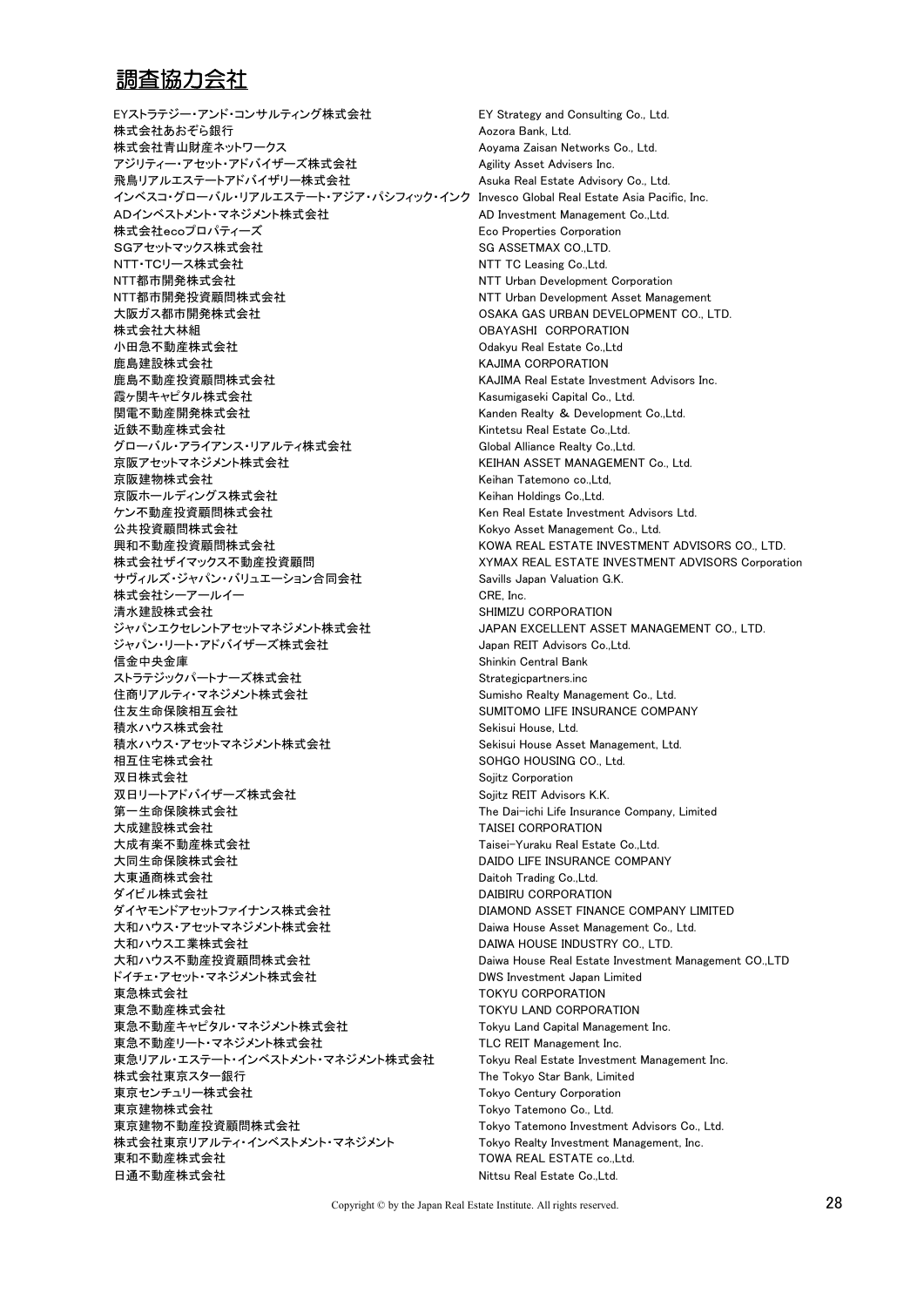# 調査協力会社

| | |
|---|---|
| EYストラテジー・アンド・コンサルティング株式会社 | EY Strategy and Consulting Co., Ltd. |
| 株式会社あおぞら銀行 | Aozora Bank, Ltd. |
| 株式会社青山財産ネットワークス | Aoyama Zaisan Networks Co., Ltd. |
| アジリティー・アセット・アドバイザーズ株式会社 | Agility Asset Advisers Inc. |
| 飛鳥リアルエステートアドバイザリー株式会社 | Asuka Real Estate Advisory Co., Ltd. |
| インベスコ・グローバル・リアルエステート・アジア・パシフィック・インク | Invesco Global Real Estate Asia Pacific, Inc. |
| ADインベストメント・マネジメント株式会社 | AD Investment Management Co.,Ltd. |
| 株式会社ecoプロパティーズ | Eco Properties Corporation |
| SGアセットマックス株式会社 | SG ASSETMAX CO.,LTD. |
| NTT・TCリース株式会社 | NTT TC Leasing Co.,Ltd. |
| NTT都市開発株式会社 | NTT Urban Development Corporation |
| NTT都市開発投資顧問株式会社 | NTT Urban Development Asset Management |
| 大阪ガス都市開発株式会社 | OSAKA GAS URBAN DEVELOPMENT CO., LTD. |
| 株式会社大林組 | OBAYASHI CORPORATION |
| 小田急不動産株式会社 | Odakyu Real Estate Co.,Ltd |
| 鹿島建設株式会社 | KAJIMA CORPORATION |
| 鹿島不動産投資顧問株式会社 | KAJIMA Real Estate Investment Advisors Inc. |
| 霞ヶ関キャピタル株式会社 | Kasumigaseki Capital Co., Ltd. |
| 関電不動産開発株式会社 | Kanden Realty & Development Co.,Ltd. |
| 近鉄不動産株式会社 | Kintetsu Real Estate Co.,Ltd. |
| グローバル・アライアンス・リアルティ株式会社 | Global Alliance Realty Co.,Ltd. |
| 京阪アセットマネジメント株式会社 | KEIHAN ASSET MANAGEMENT Co., Ltd. |
| 京阪建物株式会社 | Keihan Tatemono co.,Ltd, |
| 京阪ホールディングス株式会社 | Keihan Holdings Co.,Ltd. |
| ケン不動産投資顧問株式会社 | Ken Real Estate Investment Advisors Ltd. |
| 公共投資顧問株式会社 | Kokyo Asset Management Co., Ltd. |
| 興和不動産投資顧問株式会社 | KOWA REAL ESTATE INVESTMENT ADVISORS CO., LTD. |
| 株式会社ザイマックス不動産投資顧問 | XYMAX REAL ESTATE INVESTMENT ADVISORS Corporation |
| サヴィルズ・ジャパン・バリュエーション合同会社 | Savills Japan Valuation G.K. |
| 株式会社シーアールイー | CRE, Inc. |
| 清水建設株式会社 | SHIMIZU CORPORATION |
| ジャパンエクセレントアセットマネジメント株式会社 | JAPAN EXCELLENT ASSET MANAGEMENT CO., LTD. |
| ジャパン・リート・アドバイザーズ株式会社 | Japan REIT Advisors Co.,Ltd. |
| 信金中央金庫 | Shinkin Central Bank |
| ストラテジックパートナーズ株式会社 | Strategicpartners.inc |
| 住商リアルティ・マネジメント株式会社 | Sumisho Realty Management Co., Ltd. |
| 住友生命保険相互会社 | SUMITOMO LIFE INSURANCE COMPANY |
| 積水ハウス株式会社 | Sekisui House, Ltd. |
| 積水ハウス・アセットマネジメント株式会社 | Sekisui House Asset Management, Ltd. |
| 相互住宅株式会社 | SOHGO HOUSING CO., Ltd. |
| 双日株式会社 | Sojitz Corporation |
| 双日リートアドバイザーズ株式会社 | Sojitz REIT Advisors K.K. |
| 第一生命保険株式会社 | The Dai-ichi Life Insurance Company, Limited |
| 大成建設株式会社 | TAISEI CORPORATION |
| 大成有楽不動産株式会社 | Taisei-Yuraku Real Estate Co.,Ltd. |
| 大同生命保険株式会社 | DAIDO LIFE INSURANCE COMPANY |
| 大東通商株式会社 | Daitoh Trading Co.,Ltd. |
| ダイビル株式会社 | DAIBIRU CORPORATION |
| ダイヤモンドアセットファイナンス株式会社 | DIAMOND ASSET FINANCE COMPANY LIMITED |
| 大和ハウス・アセットマネジメント株式会社 | Daiwa House Asset Management Co., Ltd. |
| 大和ハウス工業株式会社 | DAIWA HOUSE INDUSTRY CO., LTD. |
| 大和ハウス不動産投資顧問株式会社 | Daiwa House Real Estate Investment Management CO.,LTD |
| ドイチェ・アセット・マネジメント株式会社 | DWS Investment Japan Limited |
| 東急株式会社 | TOKYU CORPORATION |
| 東急不動産株式会社 | TOKYU LAND CORPORATION |
| 東急不動産キャピタル・マネジメント株式会社 | Tokyu Land Capital Management Inc. |
| 東急不動産リート・マネジメント株式会社 | TLC REIT Management Inc. |
| 東急リアル・エステート・インベストメント・マネジメント株式会社 | Tokyu Real Estate Investment Management Inc. |
| 株式会社東京スター銀行 | The Tokyo Star Bank, Limited |
| 東京センチュリー株式会社 | Tokyo Century Corporation |
| 東京建物株式会社 | Tokyo Tatemono Co., Ltd. |
| 東京建物不動産投資顧問株式会社 | Tokyo Tatemono Investment Advisors Co., Ltd. |
| 株式会社東京リアルティ・インベストメント・マネジメント | Tokyo Realty Investment Management, Inc. |
| 東和不動産株式会社 | TOWA REAL ESTATE co.,Ltd. |
| 日通不動産株式会社 | Nittsu Real Estate Co.,Ltd. |

Copyright © by the Japan Real Estate Institute. All rights reserved.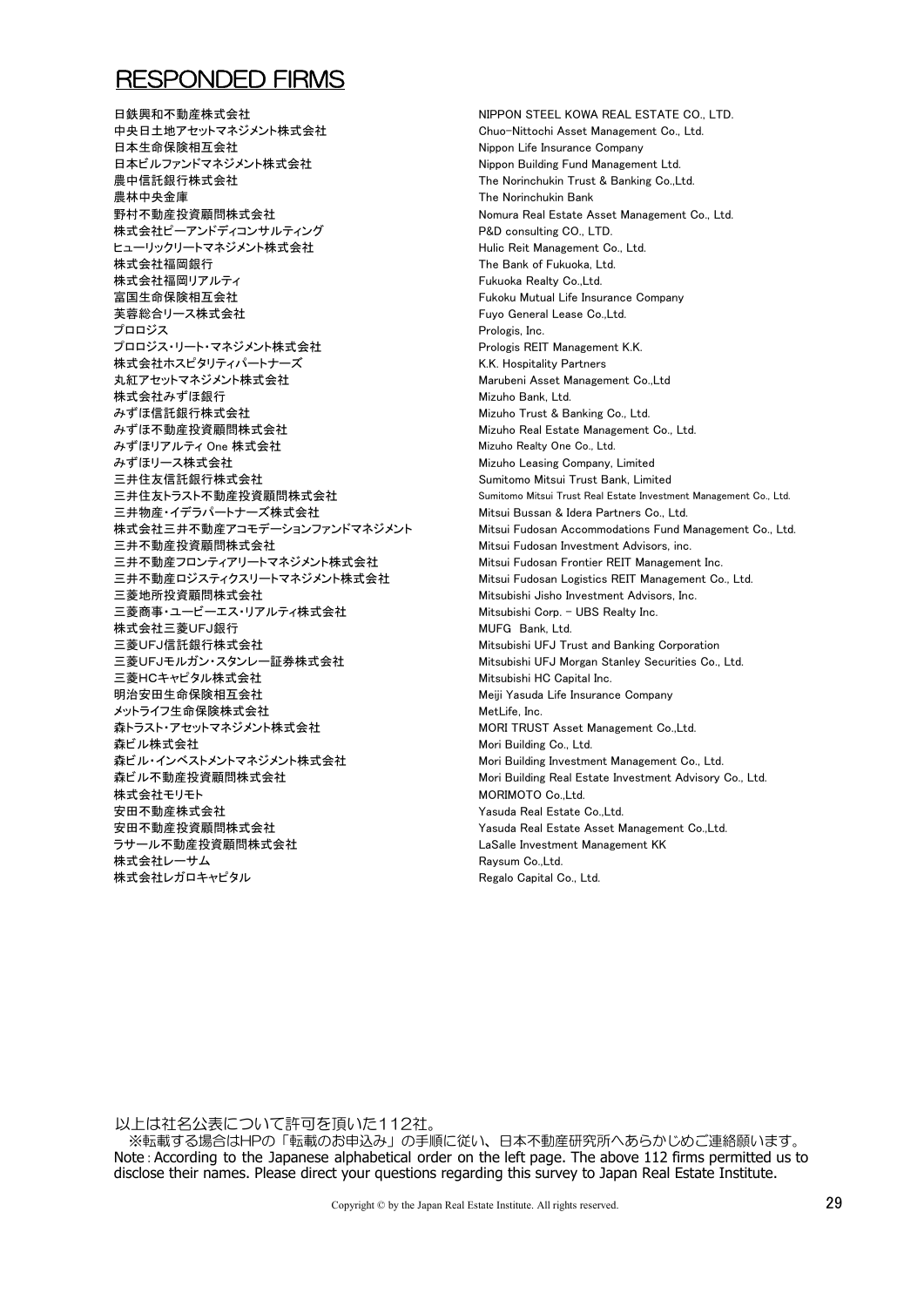# RESPONDED FIRMS

| | |
|---|---|
| 日鉄興和不動産株式会社 | NIPPON STEEL KOWA REAL ESTATE CO., LTD. |
| 中央日土地アセットマネジメント株式会社 | Chuo-Nittochi Asset Management Co., Ltd. |
| 日本生命保険相互会社 | Nippon Life Insurance Company |
| 日本ビルファンドマネジメント株式会社 | Nippon Building Fund Management Ltd. |
| 農中信託銀行株式会社 | The Norinchukin Trust & Banking Co.,Ltd. |
| 農林中央金庫 | The Norinchukin Bank |
| 野村不動産投資顧問株式会社 | Nomura Real Estate Asset Management Co., Ltd. |
| 株式会社ピーアンドディコンサルティング | P&D consulting CO., LTD. |
| ヒューリックリートマネジメント株式会社 | Hulic Reit Management Co., Ltd. |
| 株式会社福岡銀行 | The Bank of Fukuoka, Ltd. |
| 株式会社福岡リアルティ | Fukuoka Realty Co.,Ltd. |
| 富国生命保険相互会社 | Fukoku Mutual Life Insurance Company |
| 芙蓉総合リース株式会社 | Fuyo General Lease Co.,Ltd. |
| プロロジス | Prologis, Inc. |
| プロロジス・リート・マネジメント株式会社 | Prologis REIT Management K.K. |
| 株式会社ホスピタリティパートナーズ | K.K. Hospitality Partners |
| 丸紅アセットマネジメント株式会社 | Marubeni Asset Management Co.,Ltd |
| 株式会社みずほ銀行 | Mizuho Bank, Ltd. |
| みずほ信託銀行株式会社 | Mizuho Trust & Banking Co., Ltd. |
| みずほ不動産投資顧問株式会社 | Mizuho Real Estate Management Co., Ltd. |
| みずほリアルティ One 株式会社 | Mizuho Realty One Co., Ltd. |
| みずほリース株式会社 | Mizuho Leasing Company, Limited |
| 三井住友信託銀行株式会社 | Sumitomo Mitsui Trust Bank, Limited |
| 三井住友トラスト不動産投資顧問株式会社 | Sumitomo Mitsui Trust Real Estate Investment Management Co., Ltd. |
| 三井物産・イデラパートナーズ株式会社 | Mitsui Bussan & Idera Partners Co., Ltd. |
| 株式会社三井不動産アコモデーションファンドマネジメント | Mitsui Fudosan Accommodations Fund Management Co., Ltd. |
| 三井不動産投資顧問株式会社 | Mitsui Fudosan Investment Advisors, inc. |
| 三井不動産フロンティアリートマネジメント株式会社 | Mitsui Fudosan Frontier REIT Management Inc. |
| 三井不動産ロジスティクスリートマネジメント株式会社 | Mitsui Fudosan Logistics REIT Management Co., Ltd. |
| 三菱地所投資顧問株式会社 | Mitsubishi Jisho Investment Advisors, Inc. |
| 三菱商事・ユービーエス・リアルティ株式会社 | Mitsubishi Corp. - UBS Realty Inc. |
| 株式会社三菱UFJ銀行 | MUFG Bank, Ltd. |
| 三菱UFJ信託銀行株式会社 | Mitsubishi UFJ Trust and Banking Corporation |
| 三菱UFJモルガン・スタンレー証券株式会社 | Mitsubishi UFJ Morgan Stanley Securities Co., Ltd. |
| 三菱HCキャピタル株式会社 | Mitsubishi HC Capital Inc. |
| 明治安田生命保険相互会社 | Meiji Yasuda Life Insurance Company |
| メットライフ生命保険株式会社 | MetLife, Inc. |
| 森トラスト・アセットマネジメント株式会社 | MORI TRUST Asset Management Co.,Ltd. |
| 森ビル株式会社 | Mori Building Co., Ltd. |
| 森ビル・インベストメントマネジメント株式会社 | Mori Building Investment Management Co., Ltd. |
| 森ビル不動産投資顧問株式会社 | Mori Building Real Estate Investment Advisory Co., Ltd. |
| 株式会社モリモト | MORIMOTO Co.,Ltd. |
| 安田不動産株式会社 | Yasuda Real Estate Co.,Ltd. |
| 安田不動産投資顧問株式会社 | Yasuda Real Estate Asset Management Co.,Ltd. |
| ラサール不動産投資顧問株式会社 | LaSalle Investment Management KK |
| 株式会社レーサム | Raysum Co.,Ltd. |
| 株式会社レガロキャピタル | Regalo Capital Co., Ltd. |

以上は社名公表について許可を頂いた112社。
※転載する場合はHPの「転載のお申込み」の手順に従い、日本不動産研究所へあらかじめご連絡願います。
Note：According to the Japanese alphabetical order on the left page. The above 112 firms permitted us to disclose their names. Please direct your questions regarding this survey to Japan Real Estate Institute.

Copyright © by the Japan Real Estate Institute. All rights reserved.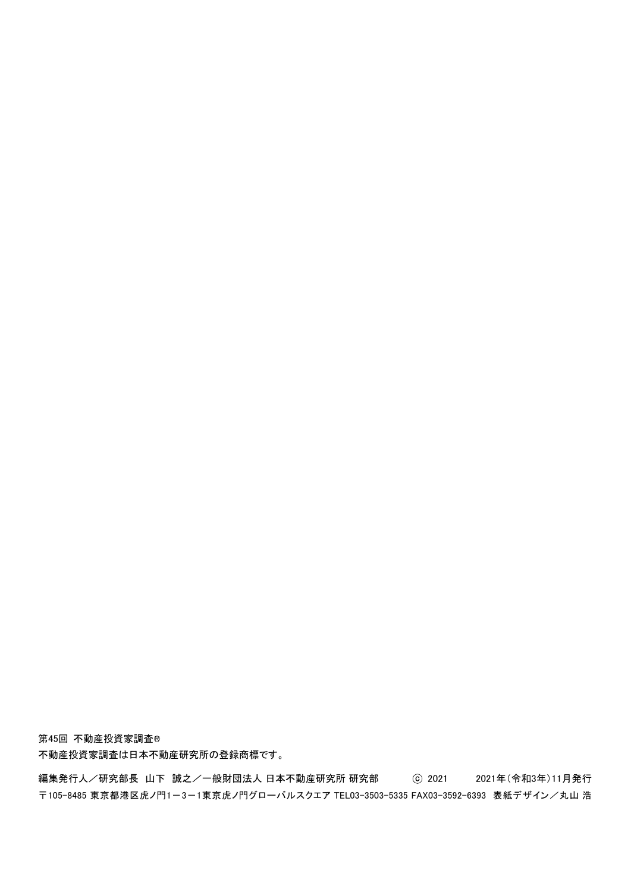第45回 不動産投資家調査®

不動産投資家調査は日本不動産研究所の登録商標です。

編集発行人／研究部長　山下　誠之／一般財団法人 日本不動産研究所 研究部　　ⓒ 2021　　2021年(令和3年)11月発行

〒105-8485 東京都港区虎ノ門1－3－1東京虎ノ門グローバルスクエア TEL03-3503-5335 FAX03-3592-6393 表紙デザイン／丸山 浩